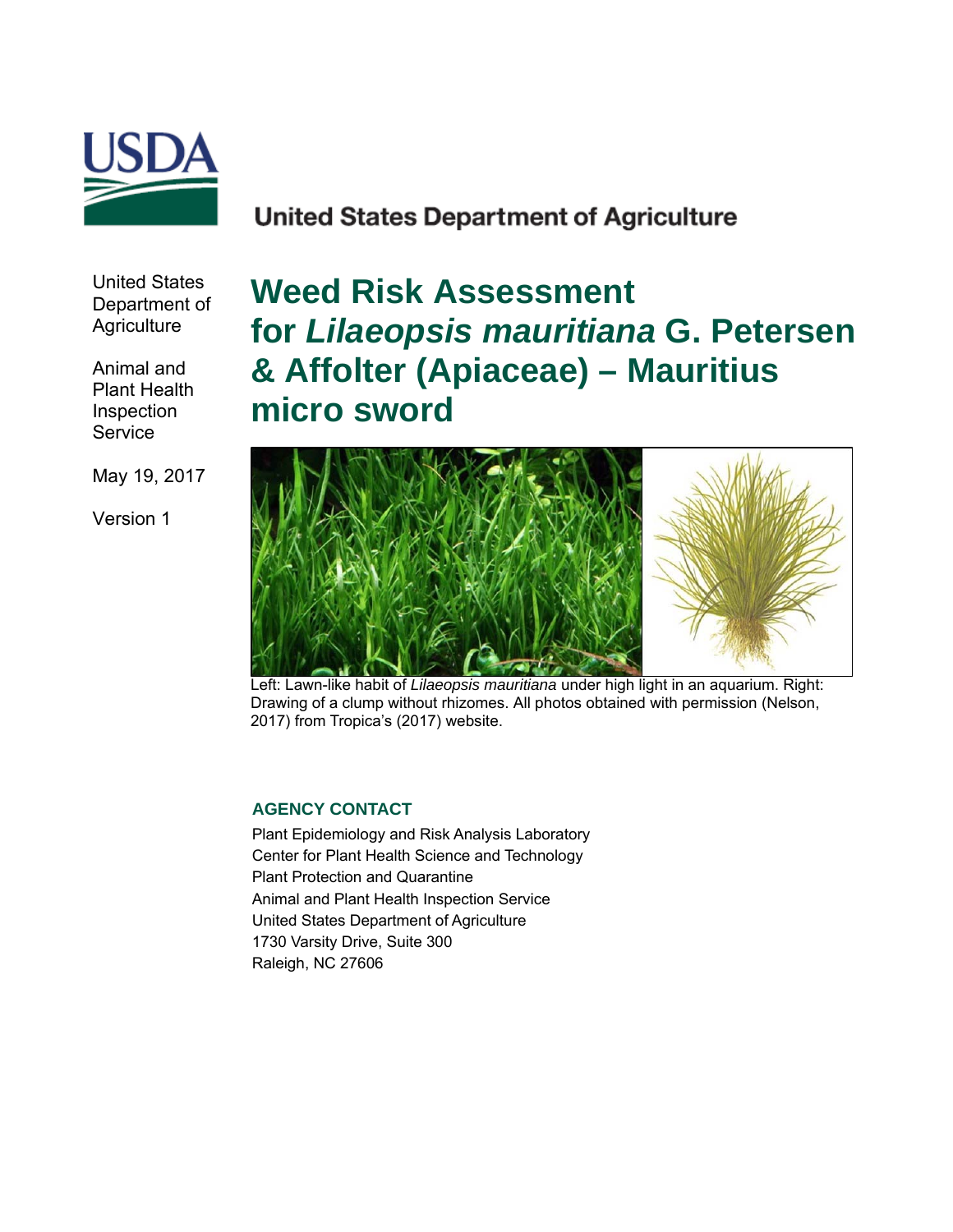United States Department of Agriculture

United States Department of Agriculture

Animal and Plant Health Inspection Service

May 19, 2017

Version 1

# Weed Risk Assessment for *Lilaeopsis mauritiana* G. Petersen & Affolter (Apiaceae) – Mauritius micro sword

Left: Lawn-like habit of *Lilaeopsis mauritiana* under high light in an aquarium. Right: Drawing of a clump without rhizomes. All photos obtained with permission (Nelson, 2017) from Tropica's (2017) website.

**AGENCY CONTACT**

Plant Epidemiology and Risk Analysis Laboratory
Center for Plant Health Science and Technology
Plant Protection and Quarantine
Animal and Plant Health Inspection Service
United States Department of Agriculture
1730 Varsity Drive, Suite 300
Raleigh, NC 27606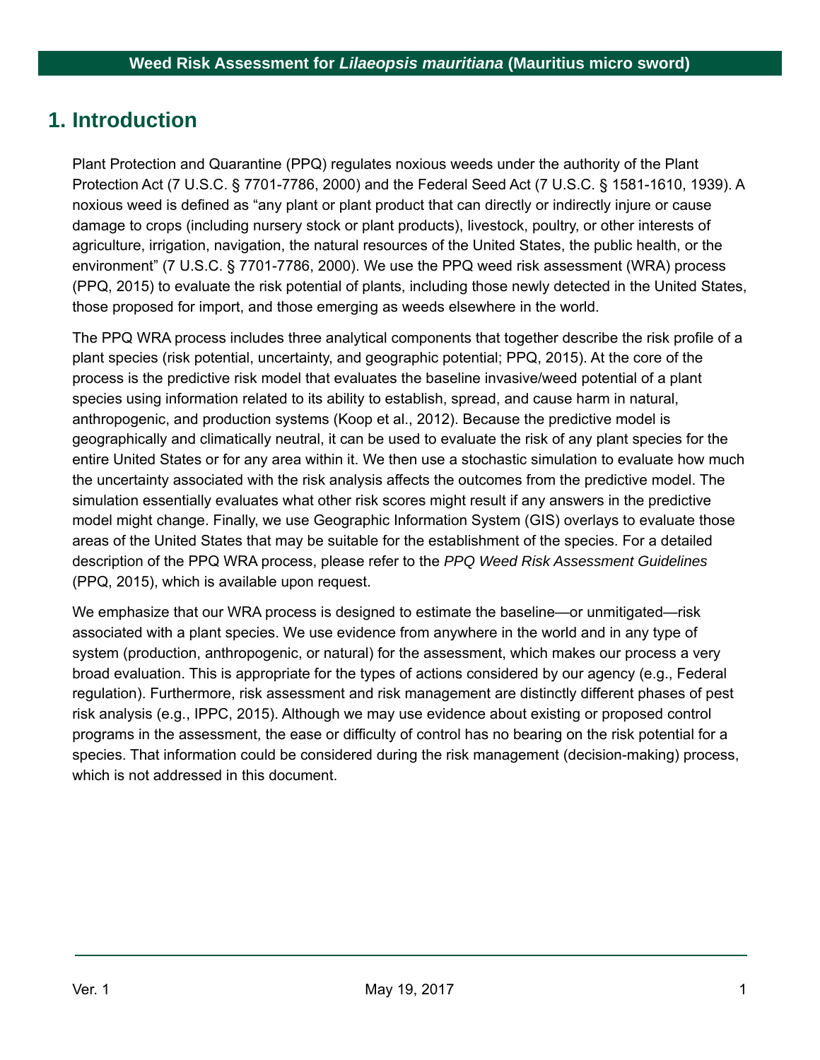# 1. Introduction

Plant Protection and Quarantine (PPQ) regulates noxious weeds under the authority of the Plant Protection Act (7 U.S.C. § 7701-7786, 2000) and the Federal Seed Act (7 U.S.C. § 1581-1610, 1939). A noxious weed is defined as "any plant or plant product that can directly or indirectly injure or cause damage to crops (including nursery stock or plant products), livestock, poultry, or other interests of agriculture, irrigation, navigation, the natural resources of the United States, the public health, or the environment" (7 U.S.C. § 7701-7786, 2000). We use the PPQ weed risk assessment (WRA) process (PPQ, 2015) to evaluate the risk potential of plants, including those newly detected in the United States, those proposed for import, and those emerging as weeds elsewhere in the world.

The PPQ WRA process includes three analytical components that together describe the risk profile of a plant species (risk potential, uncertainty, and geographic potential; PPQ, 2015). At the core of the process is the predictive risk model that evaluates the baseline invasive/weed potential of a plant species using information related to its ability to establish, spread, and cause harm in natural, anthropogenic, and production systems (Koop et al., 2012). Because the predictive model is geographically and climatically neutral, it can be used to evaluate the risk of any plant species for the entire United States or for any area within it. We then use a stochastic simulation to evaluate how much the uncertainty associated with the risk analysis affects the outcomes from the predictive model. The simulation essentially evaluates what other risk scores might result if any answers in the predictive model might change. Finally, we use Geographic Information System (GIS) overlays to evaluate those areas of the United States that may be suitable for the establishment of the species. For a detailed description of the PPQ WRA process, please refer to the *PPQ Weed Risk Assessment Guidelines* (PPQ, 2015), which is available upon request.

We emphasize that our WRA process is designed to estimate the baseline—or unmitigated—risk associated with a plant species. We use evidence from anywhere in the world and in any type of system (production, anthropogenic, or natural) for the assessment, which makes our process a very broad evaluation. This is appropriate for the types of actions considered by our agency (e.g., Federal regulation). Furthermore, risk assessment and risk management are distinctly different phases of pest risk analysis (e.g., IPPC, 2015). Although we may use evidence about existing or proposed control programs in the assessment, the ease or difficulty of control has no bearing on the risk potential for a species. That information could be considered during the risk management (decision-making) process, which is not addressed in this document.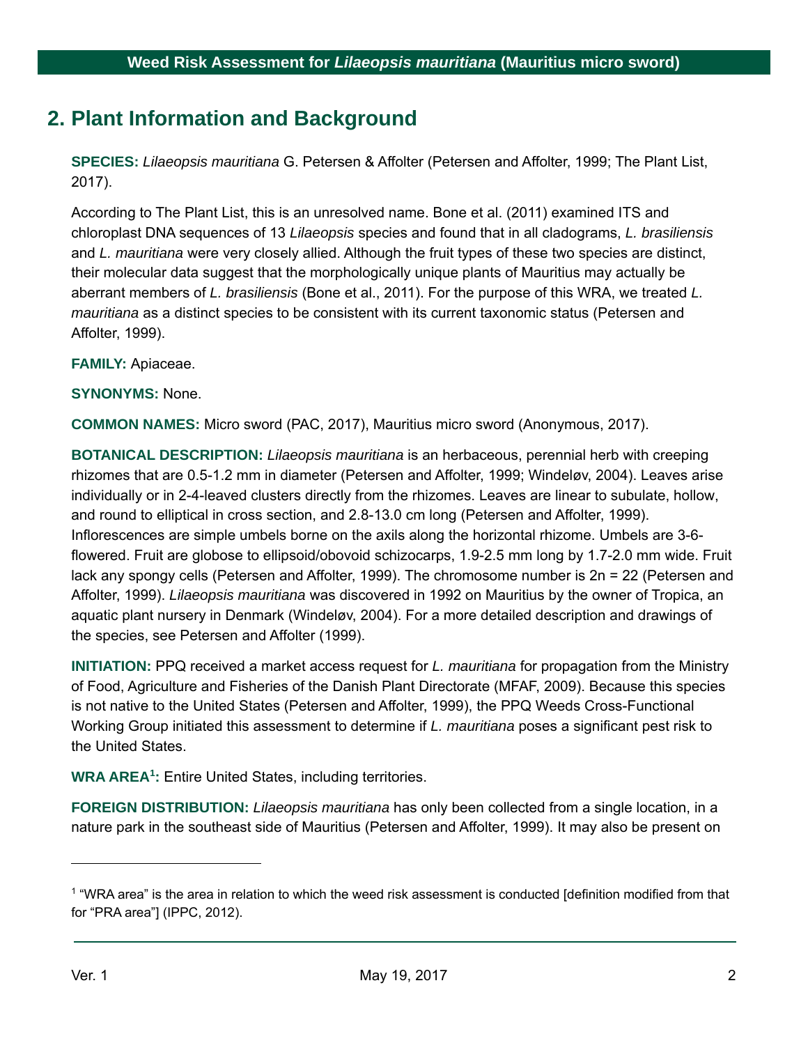## 2. Plant Information and Background

**SPECIES:** *Lilaeopsis mauritiana* G. Petersen & Affolter (Petersen and Affolter, 1999; The Plant List, 2017).

According to The Plant List, this is an unresolved name. Bone et al. (2011) examined ITS and chloroplast DNA sequences of 13 *Lilaeopsis* species and found that in all cladograms, *L. brasiliensis* and *L. mauritiana* were very closely allied. Although the fruit types of these two species are distinct, their molecular data suggest that the morphologically unique plants of Mauritius may actually be aberrant members of *L. brasiliensis* (Bone et al., 2011). For the purpose of this WRA, we treated *L. mauritiana* as a distinct species to be consistent with its current taxonomic status (Petersen and Affolter, 1999).

**FAMILY:** Apiaceae.

**SYNONYMS:** None.

**COMMON NAMES:** Micro sword (PAC, 2017), Mauritius micro sword (Anonymous, 2017).

**BOTANICAL DESCRIPTION:** *Lilaeopsis mauritiana* is an herbaceous, perennial herb with creeping rhizomes that are 0.5-1.2 mm in diameter (Petersen and Affolter, 1999; Windeløv, 2004). Leaves arise individually or in 2-4-leaved clusters directly from the rhizomes. Leaves are linear to subulate, hollow, and round to elliptical in cross section, and 2.8-13.0 cm long (Petersen and Affolter, 1999). Inflorescences are simple umbels borne on the axils along the horizontal rhizome. Umbels are 3-6-flowered. Fruit are globose to ellipsoid/obovoid schizocarps, 1.9-2.5 mm long by 1.7-2.0 mm wide. Fruit lack any spongy cells (Petersen and Affolter, 1999). The chromosome number is 2n = 22 (Petersen and Affolter, 1999). *Lilaeopsis mauritiana* was discovered in 1992 on Mauritius by the owner of Tropica, an aquatic plant nursery in Denmark (Windeløv, 2004). For a more detailed description and drawings of the species, see Petersen and Affolter (1999).

**INITIATION:** PPQ received a market access request for *L. mauritiana* for propagation from the Ministry of Food, Agriculture and Fisheries of the Danish Plant Directorate (MFAF, 2009). Because this species is not native to the United States (Petersen and Affolter, 1999), the PPQ Weeds Cross-Functional Working Group initiated this assessment to determine if *L. mauritiana* poses a significant pest risk to the United States.

**WRA AREA[1]:** Entire United States, including territories.

**FOREIGN DISTRIBUTION:** *Lilaeopsis mauritiana* has only been collected from a single location, in a nature park in the southeast side of Mauritius (Petersen and Affolter, 1999). It may also be present on

[1] "WRA area" is the area in relation to which the weed risk assessment is conducted [definition modified from that for "PRA area"] (IPPC, 2012).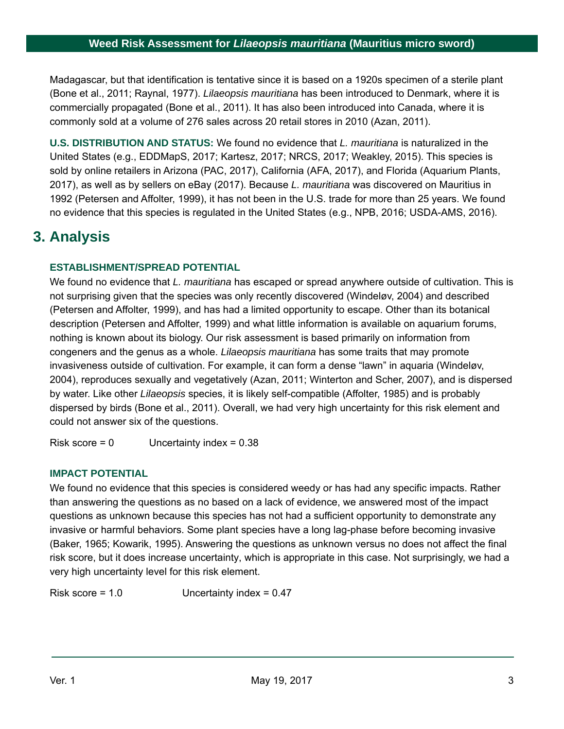Madagascar, but that identification is tentative since it is based on a 1920s specimen of a sterile plant (Bone et al., 2011; Raynal, 1977). *Lilaeopsis mauritiana* has been introduced to Denmark, where it is commercially propagated (Bone et al., 2011). It has also been introduced into Canada, where it is commonly sold at a volume of 276 sales across 20 retail stores in 2010 (Azan, 2011).

**U.S. DISTRIBUTION AND STATUS:** We found no evidence that *L. mauritiana* is naturalized in the United States (e.g., EDDMapS, 2017; Kartesz, 2017; NRCS, 2017; Weakley, 2015). This species is sold by online retailers in Arizona (PAC, 2017), California (AFA, 2017), and Florida (Aquarium Plants, 2017), as well as by sellers on eBay (2017). Because *L. mauritiana* was discovered on Mauritius in 1992 (Petersen and Affolter, 1999), it has not been in the U.S. trade for more than 25 years. We found no evidence that this species is regulated in the United States (e.g., NPB, 2016; USDA-AMS, 2016).

# 3. Analysis

### ESTABLISHMENT/SPREAD POTENTIAL

We found no evidence that *L. mauritiana* has escaped or spread anywhere outside of cultivation. This is not surprising given that the species was only recently discovered (Windeløv, 2004) and described (Petersen and Affolter, 1999), and has had a limited opportunity to escape. Other than its botanical description (Petersen and Affolter, 1999) and what little information is available on aquarium forums, nothing is known about its biology. Our risk assessment is based primarily on information from congeners and the genus as a whole. *Lilaeopsis mauritiana* has some traits that may promote invasiveness outside of cultivation. For example, it can form a dense "lawn" in aquaria (Windeløv, 2004), reproduces sexually and vegetatively (Azan, 2011; Winterton and Scher, 2007), and is dispersed by water. Like other *Lilaeopsis* species, it is likely self-compatible (Affolter, 1985) and is probably dispersed by birds (Bone et al., 2011). Overall, we had very high uncertainty for this risk element and could not answer six of the questions.

Risk score = 0 Uncertainty index = 0.38

### IMPACT POTENTIAL

We found no evidence that this species is considered weedy or has had any specific impacts. Rather than answering the questions as no based on a lack of evidence, we answered most of the impact questions as unknown because this species has not had a sufficient opportunity to demonstrate any invasive or harmful behaviors. Some plant species have a long lag-phase before becoming invasive (Baker, 1965; Kowarik, 1995). Answering the questions as unknown versus no does not affect the final risk score, but it does increase uncertainty, which is appropriate in this case. Not surprisingly, we had a very high uncertainty level for this risk element.

Risk score = 1.0 Uncertainty index = 0.47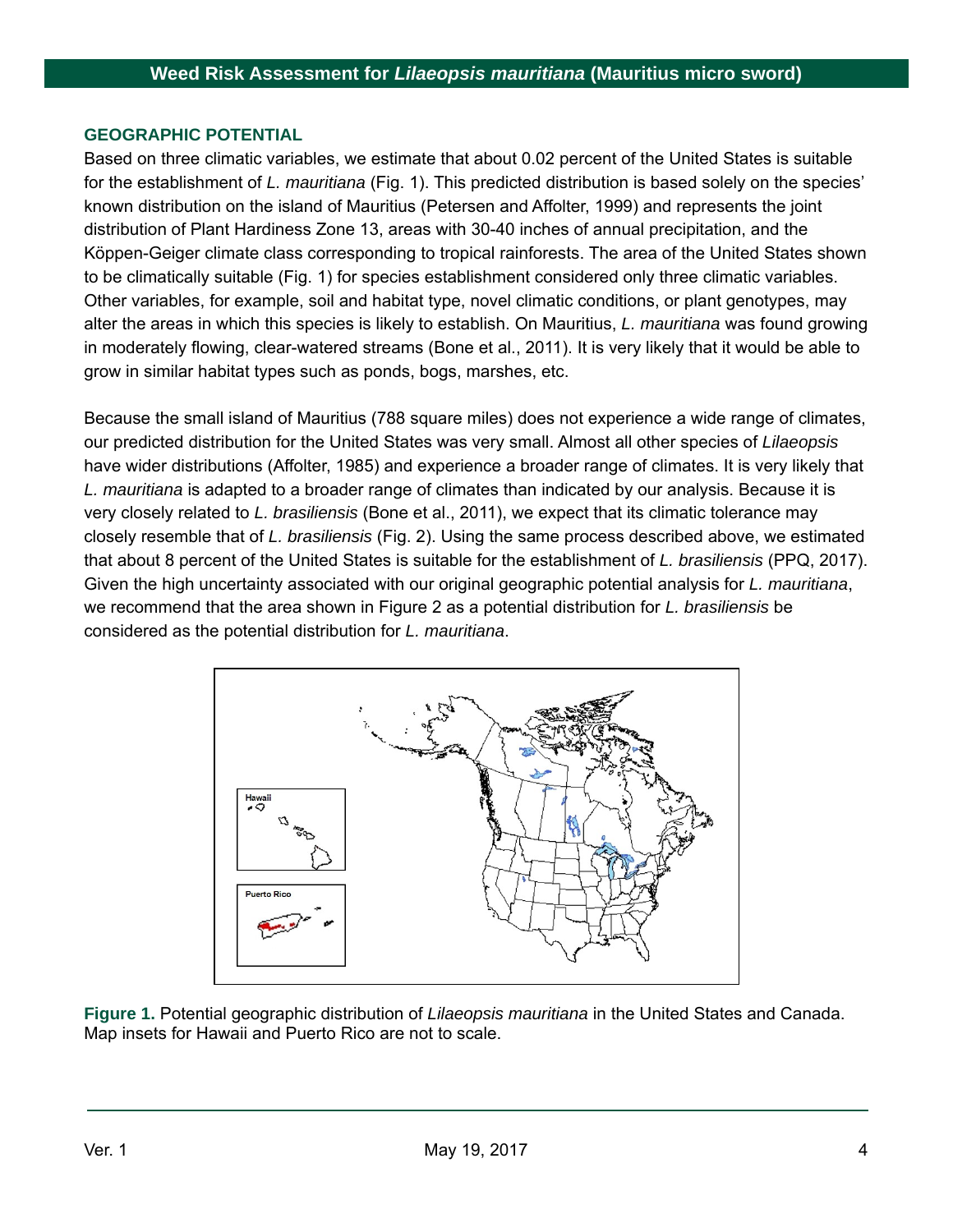## GEOGRAPHIC POTENTIAL

Based on three climatic variables, we estimate that about 0.02 percent of the United States is suitable for the establishment of *L. mauritiana* (Fig. 1). This predicted distribution is based solely on the species' known distribution on the island of Mauritius (Petersen and Affolter, 1999) and represents the joint distribution of Plant Hardiness Zone 13, areas with 30-40 inches of annual precipitation, and the Köppen-Geiger climate class corresponding to tropical rainforests. The area of the United States shown to be climatically suitable (Fig. 1) for species establishment considered only three climatic variables. Other variables, for example, soil and habitat type, novel climatic conditions, or plant genotypes, may alter the areas in which this species is likely to establish. On Mauritius, *L. mauritiana* was found growing in moderately flowing, clear-watered streams (Bone et al., 2011). It is very likely that it would be able to grow in similar habitat types such as ponds, bogs, marshes, etc.

Because the small island of Mauritius (788 square miles) does not experience a wide range of climates, our predicted distribution for the United States was very small. Almost all other species of *Lilaeopsis* have wider distributions (Affolter, 1985) and experience a broader range of climates. It is very likely that *L. mauritiana* is adapted to a broader range of climates than indicated by our analysis. Because it is very closely related to *L. brasiliensis* (Bone et al., 2011), we expect that its climatic tolerance may closely resemble that of *L. brasiliensis* (Fig. 2). Using the same process described above, we estimated that about 8 percent of the United States is suitable for the establishment of *L. brasiliensis* (PPQ, 2017). Given the high uncertainty associated with our original geographic potential analysis for *L. mauritiana*, we recommend that the area shown in Figure 2 as a potential distribution for *L. brasiliensis* be considered as the potential distribution for *L. mauritiana*.

**Figure 1.** Potential geographic distribution of *Lilaeopsis mauritiana* in the United States and Canada. Map insets for Hawaii and Puerto Rico are not to scale.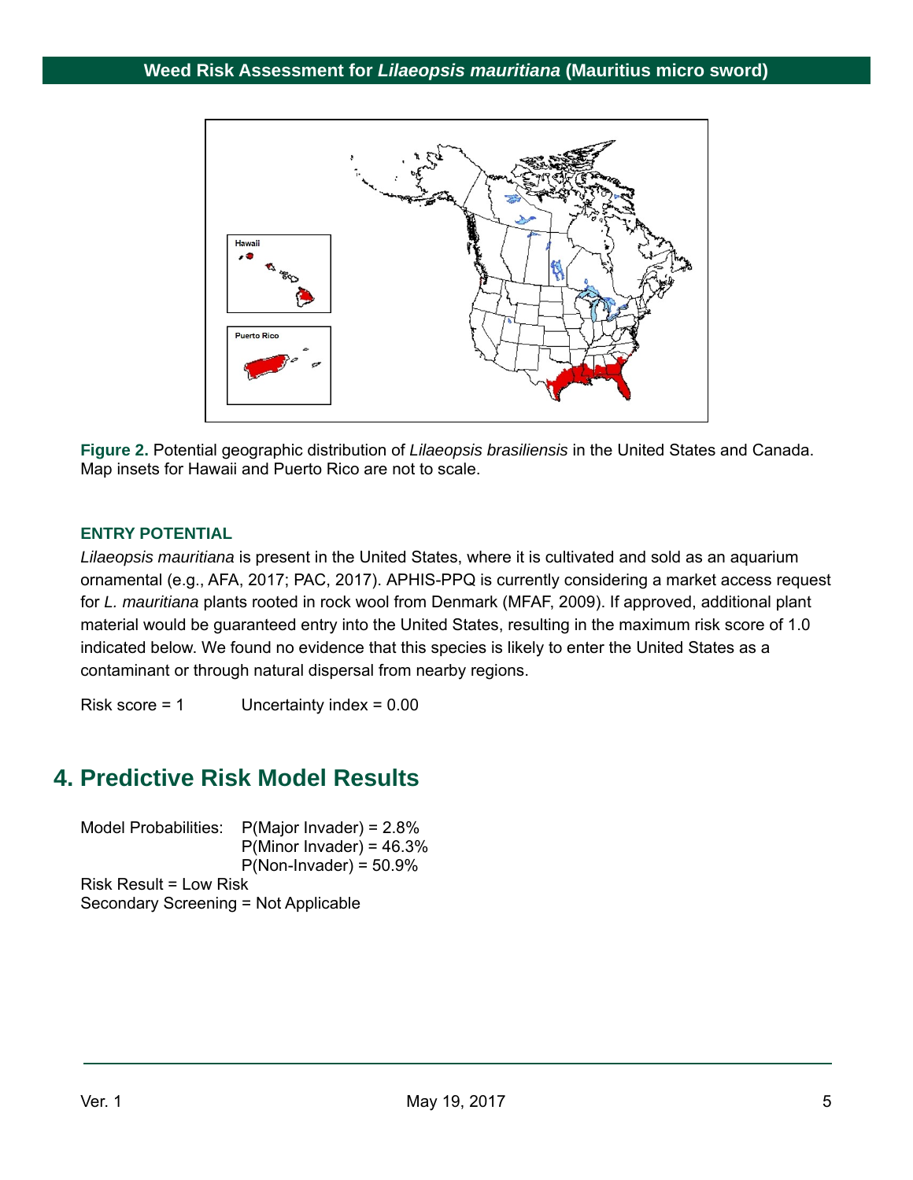**Figure 2.** Potential geographic distribution of *Lilaeopsis brasiliensis* in the United States and Canada. Map insets for Hawaii and Puerto Rico are not to scale.

### ENTRY POTENTIAL

*Lilaeopsis mauritiana* is present in the United States, where it is cultivated and sold as an aquarium ornamental (e.g., AFA, 2017; PAC, 2017). APHIS-PPQ is currently considering a market access request for *L. mauritiana* plants rooted in rock wool from Denmark (MFAF, 2009). If approved, additional plant material would be guaranteed entry into the United States, resulting in the maximum risk score of 1.0 indicated below. We found no evidence that this species is likely to enter the United States as a contaminant or through natural dispersal from nearby regions.

Risk score = 1          Uncertainty index = 0.00

## 4. Predictive Risk Model Results

Model Probabilities: P(Major Invader) = 2.8%
P(Minor Invader) = 46.3%
P(Non-Invader) = 50.9%

Risk Result = Low Risk
Secondary Screening = Not Applicable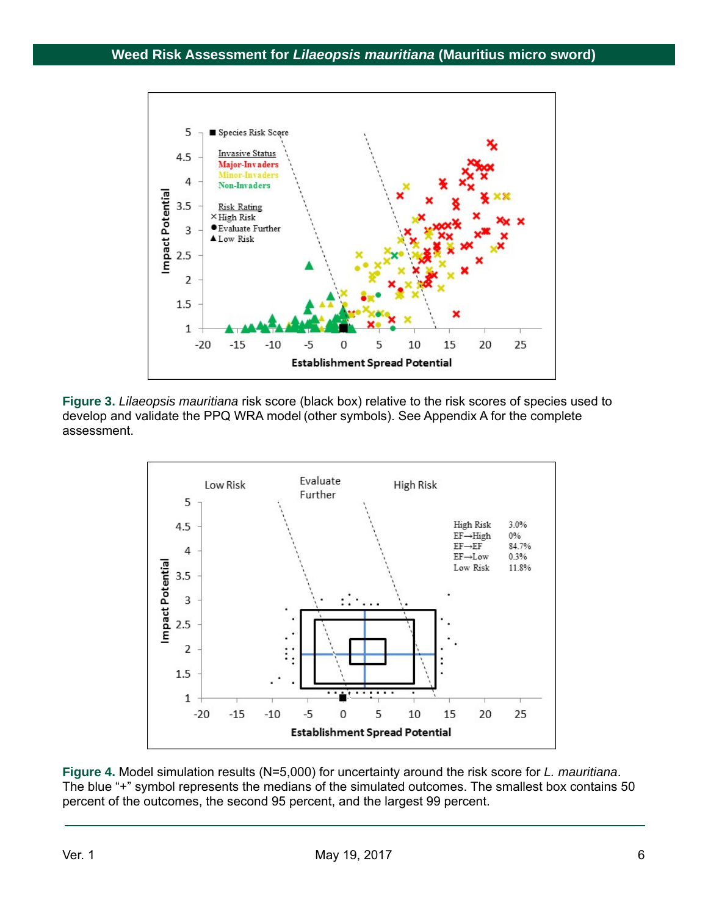**Figure 3.** *Lilaeopsis mauritiana* risk score (black box) relative to the risk scores of species used to develop and validate the PPQ WRA model (other symbols). See Appendix A for the complete assessment.

**Figure 4.** Model simulation results (N=5,000) for uncertainty around the risk score for *L. mauritiana*. The blue "+" symbol represents the medians of the simulated outcomes. The smallest box contains 50 percent of the outcomes, the second 95 percent, and the largest 99 percent.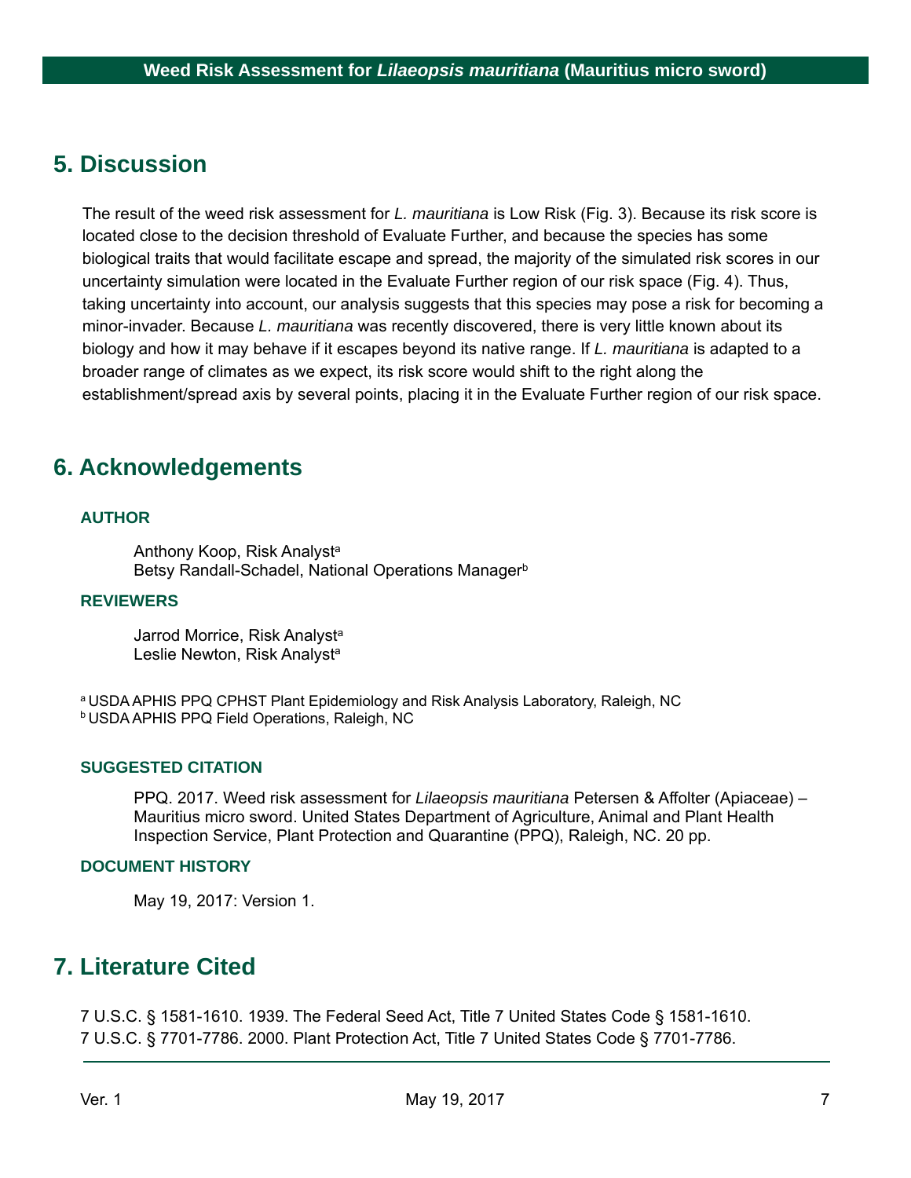## 5. Discussion

The result of the weed risk assessment for *L. mauritiana* is Low Risk (Fig. 3). Because its risk score is located close to the decision threshold of Evaluate Further, and because the species has some biological traits that would facilitate escape and spread, the majority of the simulated risk scores in our uncertainty simulation were located in the Evaluate Further region of our risk space (Fig. 4). Thus, taking uncertainty into account, our analysis suggests that this species may pose a risk for becoming a minor-invader. Because *L. mauritiana* was recently discovered, there is very little known about its biology and how it may behave if it escapes beyond its native range. If *L. mauritiana* is adapted to a broader range of climates as we expect, its risk score would shift to the right along the establishment/spread axis by several points, placing it in the Evaluate Further region of our risk space.

## 6. Acknowledgements

### AUTHOR

Anthony Koop, Risk Analyst[a]
Betsy Randall-Schadel, National Operations Manager[b]

### REVIEWERS

Jarrod Morrice, Risk Analyst[a]
Leslie Newton, Risk Analyst[a]

[a] USDA APHIS PPQ CPHST Plant Epidemiology and Risk Analysis Laboratory, Raleigh, NC
[b] USDA APHIS PPQ Field Operations, Raleigh, NC

### SUGGESTED CITATION

PPQ. 2017. Weed risk assessment for *Lilaeopsis mauritiana* Petersen & Affolter (Apiaceae) – Mauritius micro sword. United States Department of Agriculture, Animal and Plant Health Inspection Service, Plant Protection and Quarantine (PPQ), Raleigh, NC. 20 pp.

### DOCUMENT HISTORY

May 19, 2017: Version 1.

## 7. Literature Cited

7 U.S.C. § 1581-1610. 1939. The Federal Seed Act, Title 7 United States Code § 1581-1610.
7 U.S.C. § 7701-7786. 2000. Plant Protection Act, Title 7 United States Code § 7701-7786.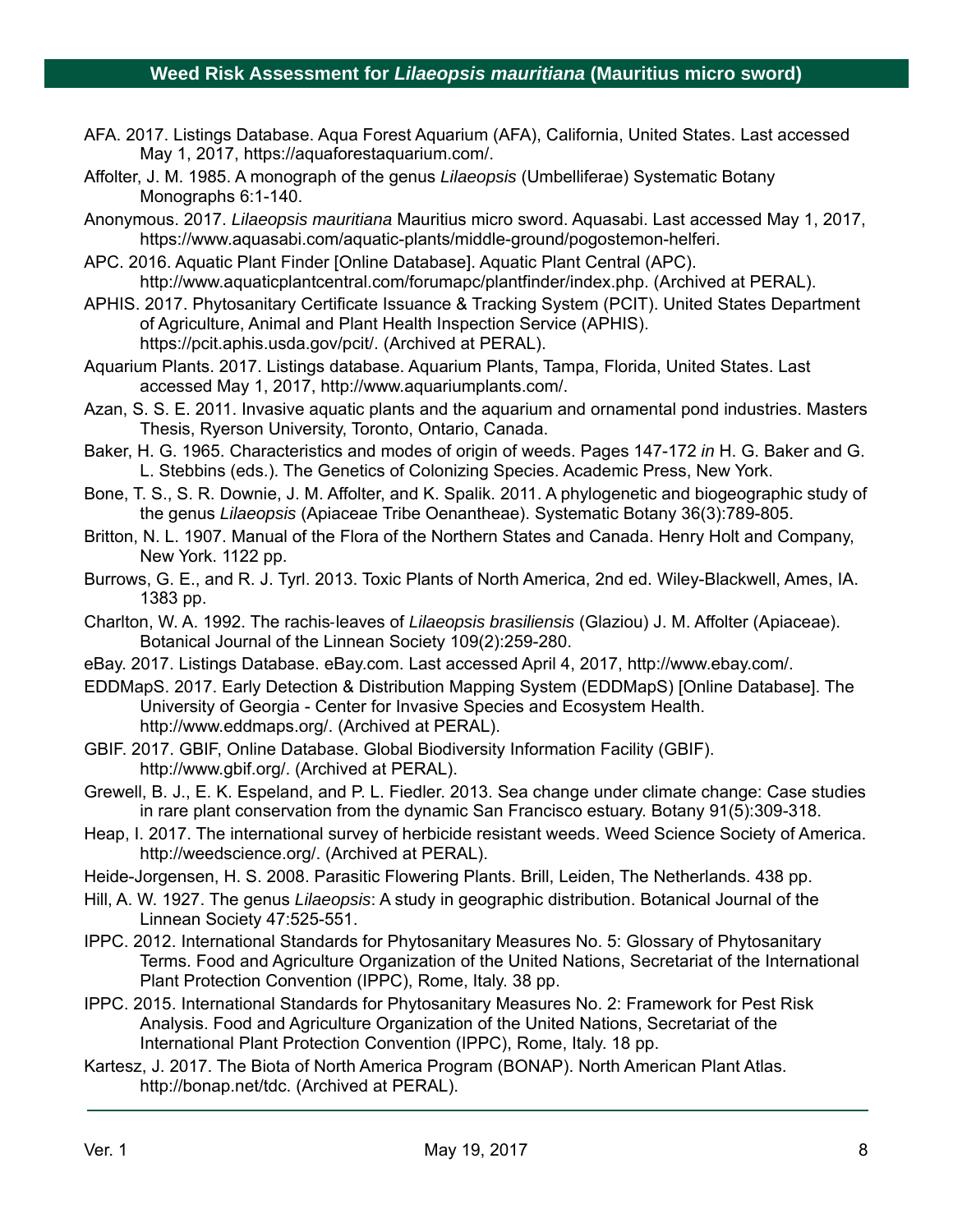AFA. 2017. Listings Database. Aqua Forest Aquarium (AFA), California, United States. Last accessed May 1, 2017, https://aquaforestaquarium.com/.

Affolter, J. M. 1985. A monograph of the genus *Lilaeopsis* (Umbelliferae) Systematic Botany Monographs 6:1-140.

Anonymous. 2017. *Lilaeopsis mauritiana* Mauritius micro sword. Aquasabi. Last accessed May 1, 2017, https://www.aquasabi.com/aquatic-plants/middle-ground/pogostemon-helferi.

APC. 2016. Aquatic Plant Finder [Online Database]. Aquatic Plant Central (APC). http://www.aquaticplantcentral.com/forumapc/plantfinder/index.php. (Archived at PERAL).

APHIS. 2017. Phytosanitary Certificate Issuance & Tracking System (PCIT). United States Department of Agriculture, Animal and Plant Health Inspection Service (APHIS). https://pcit.aphis.usda.gov/pcit/. (Archived at PERAL).

Aquarium Plants. 2017. Listings database. Aquarium Plants, Tampa, Florida, United States. Last accessed May 1, 2017, http://www.aquariumplants.com/.

Azan, S. S. E. 2011. Invasive aquatic plants and the aquarium and ornamental pond industries. Masters Thesis, Ryerson University, Toronto, Ontario, Canada.

Baker, H. G. 1965. Characteristics and modes of origin of weeds. Pages 147-172 *in* H. G. Baker and G. L. Stebbins (eds.). The Genetics of Colonizing Species. Academic Press, New York.

Bone, T. S., S. R. Downie, J. M. Affolter, and K. Spalik. 2011. A phylogenetic and biogeographic study of the genus *Lilaeopsis* (Apiaceae Tribe Oenantheae). Systematic Botany 36(3):789-805.

Britton, N. L. 1907. Manual of the Flora of the Northern States and Canada. Henry Holt and Company, New York. 1122 pp.

Burrows, G. E., and R. J. Tyrl. 2013. Toxic Plants of North America, 2nd ed. Wiley-Blackwell, Ames, IA. 1383 pp.

Charlton, W. A. 1992. The rachis-leaves of *Lilaeopsis brasiliensis* (Glaziou) J. M. Affolter (Apiaceae). Botanical Journal of the Linnean Society 109(2):259-280.

eBay. 2017. Listings Database. eBay.com. Last accessed April 4, 2017, http://www.ebay.com/.

EDDMapS. 2017. Early Detection & Distribution Mapping System (EDDMapS) [Online Database]. The University of Georgia - Center for Invasive Species and Ecosystem Health. http://www.eddmaps.org/. (Archived at PERAL).

GBIF. 2017. GBIF, Online Database. Global Biodiversity Information Facility (GBIF). http://www.gbif.org/. (Archived at PERAL).

Grewell, B. J., E. K. Espeland, and P. L. Fiedler. 2013. Sea change under climate change: Case studies in rare plant conservation from the dynamic San Francisco estuary. Botany 91(5):309-318.

Heap, I. 2017. The international survey of herbicide resistant weeds. Weed Science Society of America. http://weedscience.org/. (Archived at PERAL).

Heide-Jorgensen, H. S. 2008. Parasitic Flowering Plants. Brill, Leiden, The Netherlands. 438 pp.

Hill, A. W. 1927. The genus *Lilaeopsis*: A study in geographic distribution. Botanical Journal of the Linnean Society 47:525-551.

IPPC. 2012. International Standards for Phytosanitary Measures No. 5: Glossary of Phytosanitary Terms. Food and Agriculture Organization of the United Nations, Secretariat of the International Plant Protection Convention (IPPC), Rome, Italy. 38 pp.

IPPC. 2015. International Standards for Phytosanitary Measures No. 2: Framework for Pest Risk Analysis. Food and Agriculture Organization of the United Nations, Secretariat of the International Plant Protection Convention (IPPC), Rome, Italy. 18 pp.

Kartesz, J. 2017. The Biota of North America Program (BONAP). North American Plant Atlas. http://bonap.net/tdc. (Archived at PERAL).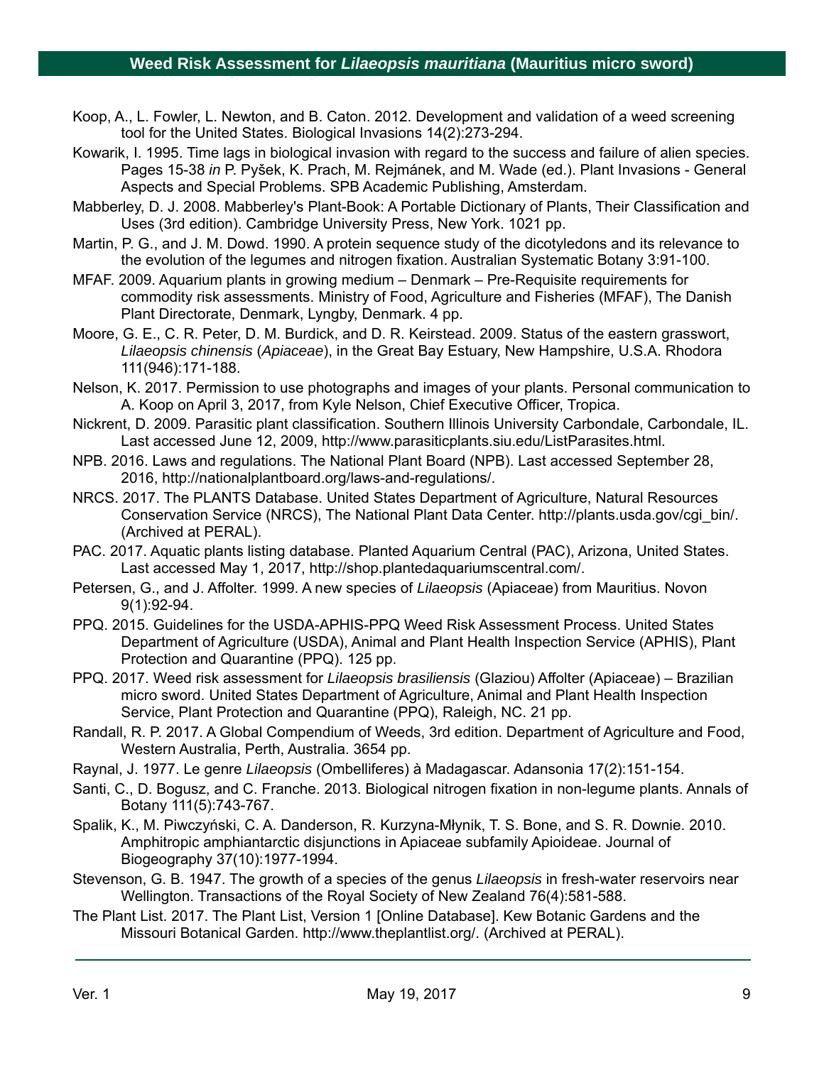Koop, A., L. Fowler, L. Newton, and B. Caton. 2012. Development and validation of a weed screening tool for the United States. Biological Invasions 14(2):273-294.

Kowarik, I. 1995. Time lags in biological invasion with regard to the success and failure of alien species. Pages 15-38 *in* P. Pyšek, K. Prach, M. Rejmánek, and M. Wade (ed.). Plant Invasions - General Aspects and Special Problems. SPB Academic Publishing, Amsterdam.

Mabberley, D. J. 2008. Mabberley's Plant-Book: A Portable Dictionary of Plants, Their Classification and Uses (3rd edition). Cambridge University Press, New York. 1021 pp.

Martin, P. G., and J. M. Dowd. 1990. A protein sequence study of the dicotyledons and its relevance to the evolution of the legumes and nitrogen fixation. Australian Systematic Botany 3:91-100.

MFAF. 2009. Aquarium plants in growing medium – Denmark – Pre-Requisite requirements for commodity risk assessments. Ministry of Food, Agriculture and Fisheries (MFAF), The Danish Plant Directorate, Denmark, Lyngby, Denmark. 4 pp.

Moore, G. E., C. R. Peter, D. M. Burdick, and D. R. Keirstead. 2009. Status of the eastern grasswort, *Lilaeopsis chinensis* (*Apiaceae*), in the Great Bay Estuary, New Hampshire, U.S.A. Rhodora 111(946):171-188.

Nelson, K. 2017. Permission to use photographs and images of your plants. Personal communication to A. Koop on April 3, 2017, from Kyle Nelson, Chief Executive Officer, Tropica.

Nickrent, D. 2009. Parasitic plant classification. Southern Illinois University Carbondale, Carbondale, IL. Last accessed June 12, 2009, http://www.parasiticplants.siu.edu/ListParasites.html.

NPB. 2016. Laws and regulations. The National Plant Board (NPB). Last accessed September 28, 2016, http://nationalplantboard.org/laws-and-regulations/.

NRCS. 2017. The PLANTS Database. United States Department of Agriculture, Natural Resources Conservation Service (NRCS), The National Plant Data Center. http://plants.usda.gov/cgi_bin/. (Archived at PERAL).

PAC. 2017. Aquatic plants listing database. Planted Aquarium Central (PAC), Arizona, United States. Last accessed May 1, 2017, http://shop.plantedaquariumscentral.com/.

Petersen, G., and J. Affolter. 1999. A new species of *Lilaeopsis* (Apiaceae) from Mauritius. Novon 9(1):92-94.

PPQ. 2015. Guidelines for the USDA-APHIS-PPQ Weed Risk Assessment Process. United States Department of Agriculture (USDA), Animal and Plant Health Inspection Service (APHIS), Plant Protection and Quarantine (PPQ). 125 pp.

PPQ. 2017. Weed risk assessment for *Lilaeopsis brasiliensis* (Glaziou) Affolter (Apiaceae) – Brazilian micro sword. United States Department of Agriculture, Animal and Plant Health Inspection Service, Plant Protection and Quarantine (PPQ), Raleigh, NC. 21 pp.

Randall, R. P. 2017. A Global Compendium of Weeds, 3rd edition. Department of Agriculture and Food, Western Australia, Perth, Australia. 3654 pp.

Raynal, J. 1977. Le genre *Lilaeopsis* (Ombelliferes) à Madagascar. Adansonia 17(2):151-154.

Santi, C., D. Bogusz, and C. Franche. 2013. Biological nitrogen fixation in non-legume plants. Annals of Botany 111(5):743-767.

Spalik, K., M. Piwczyński, C. A. Danderson, R. Kurzyna-Młynik, T. S. Bone, and S. R. Downie. 2010. Amphitropic amphiantarctic disjunctions in Apiaceae subfamily Apioideae. Journal of Biogeography 37(10):1977-1994.

Stevenson, G. B. 1947. The growth of a species of the genus *Lilaeopsis* in fresh-water reservoirs near Wellington. Transactions of the Royal Society of New Zealand 76(4):581-588.

The Plant List. 2017. The Plant List, Version 1 [Online Database]. Kew Botanic Gardens and the Missouri Botanical Garden. http://www.theplantlist.org/. (Archived at PERAL).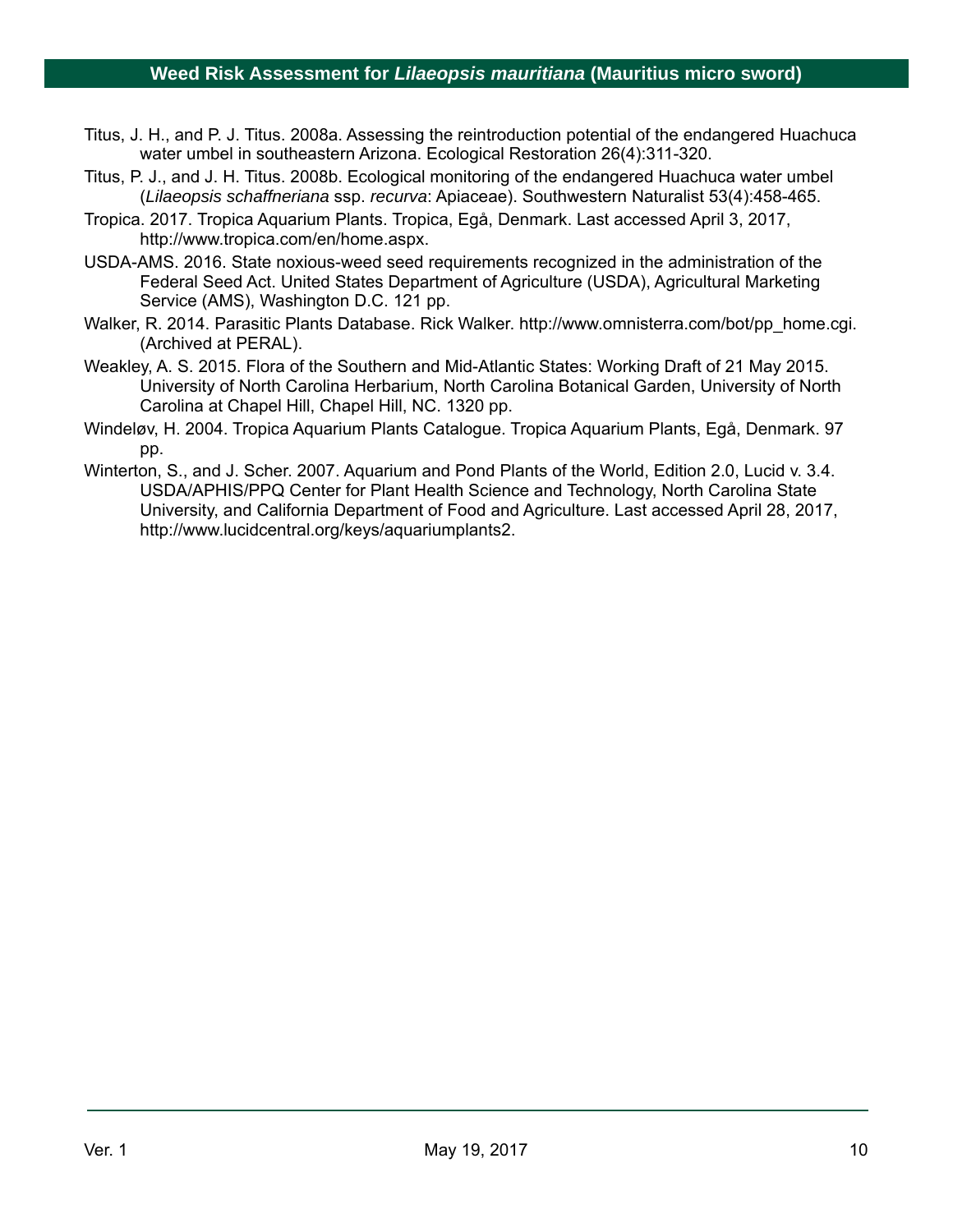Titus, J. H., and P. J. Titus. 2008a. Assessing the reintroduction potential of the endangered Huachuca water umbel in southeastern Arizona. Ecological Restoration 26(4):311-320.

Titus, P. J., and J. H. Titus. 2008b. Ecological monitoring of the endangered Huachuca water umbel (*Lilaeopsis schaffneriana* ssp. *recurva*: Apiaceae). Southwestern Naturalist 53(4):458-465.

Tropica. 2017. Tropica Aquarium Plants. Tropica, Egå, Denmark. Last accessed April 3, 2017, http://www.tropica.com/en/home.aspx.

USDA-AMS. 2016. State noxious-weed seed requirements recognized in the administration of the Federal Seed Act. United States Department of Agriculture (USDA), Agricultural Marketing Service (AMS), Washington D.C. 121 pp.

Walker, R. 2014. Parasitic Plants Database. Rick Walker. http://www.omnisterra.com/bot/pp_home.cgi. (Archived at PERAL).

Weakley, A. S. 2015. Flora of the Southern and Mid-Atlantic States: Working Draft of 21 May 2015. University of North Carolina Herbarium, North Carolina Botanical Garden, University of North Carolina at Chapel Hill, Chapel Hill, NC. 1320 pp.

Windeløv, H. 2004. Tropica Aquarium Plants Catalogue. Tropica Aquarium Plants, Egå, Denmark. 97 pp.

Winterton, S., and J. Scher. 2007. Aquarium and Pond Plants of the World, Edition 2.0, Lucid v. 3.4. USDA/APHIS/PPQ Center for Plant Health Science and Technology, North Carolina State University, and California Department of Food and Agriculture. Last accessed April 28, 2017, http://www.lucidcentral.org/keys/aquariumplants2.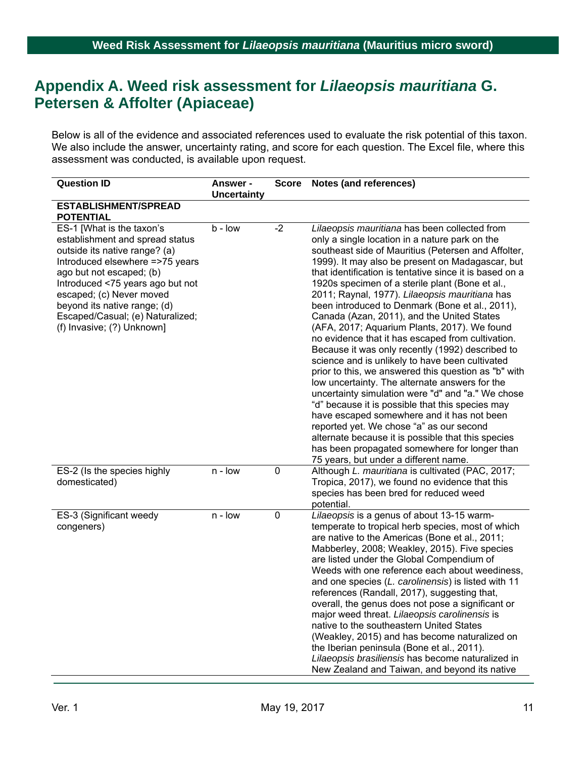## Appendix A. Weed risk assessment for *Lilaeopsis mauritiana* G. Petersen & Affolter (Apiaceae)

Below is all of the evidence and associated references used to evaluate the risk potential of this taxon. We also include the answer, uncertainty rating, and score for each question. The Excel file, where this assessment was conducted, is available upon request.

| Question ID | Answer - Uncertainty | Score | Notes (and references) |
|---|---|---|---|
| **ESTABLISHMENT/SPREAD POTENTIAL** | | | |
| ES-1 [What is the taxon's establishment and spread status outside its native range? (a) Introduced elsewhere =>75 years ago but not escaped; (b) Introduced <75 years ago but not escaped; (c) Never moved beyond its native range; (d) Escaped/Casual; (e) Naturalized; (f) Invasive; (?) Unknown] | b - low | -2 | *Lilaeopsis mauritiana* has been collected from only a single location in a nature park on the southeast side of Mauritius (Petersen and Affolter, 1999). It may also be present on Madagascar, but that identification is tentative since it is based on a 1920s specimen of a sterile plant (Bone et al., 2011; Raynal, 1977). *Lilaeopsis mauritiana* has been introduced to Denmark (Bone et al., 2011), Canada (Azan, 2011), and the United States (AFA, 2017; Aquarium Plants, 2017). We found no evidence that it has escaped from cultivation. Because it was only recently (1992) described to science and is unlikely to have been cultivated prior to this, we answered this question as "b" with low uncertainty. The alternate answers for the uncertainty simulation were "d" and "a." We chose "d" because it is possible that this species may have escaped somewhere and it has not been reported yet. We chose "a" as our second alternate because it is possible that this species has been propagated somewhere for longer than 75 years, but under a different name. |
| ES-2 (Is the species highly domesticated) | n - low | 0 | Although *L. mauritiana* is cultivated (PAC, 2017; Tropica, 2017), we found no evidence that this species has been bred for reduced weed potential. |
| ES-3 (Significant weedy congeners) | n - low | 0 | *Lilaeopsis* is a genus of about 13-15 warm-temperate to tropical herb species, most of which are native to the Americas (Bone et al., 2011; Mabberley, 2008; Weakley, 2015). Five species are listed under the Global Compendium of Weeds with one reference each about weediness, and one species (*L. carolinensis*) is listed with 11 references (Randall, 2017), suggesting that, overall, the genus does not pose a significant or major weed threat. *Lilaeopsis carolinensis* is native to the southeastern United States (Weakley, 2015) and has become naturalized on the Iberian peninsula (Bone et al., 2011). *Lilaeopsis brasiliensis* has become naturalized in New Zealand and Taiwan, and beyond its native |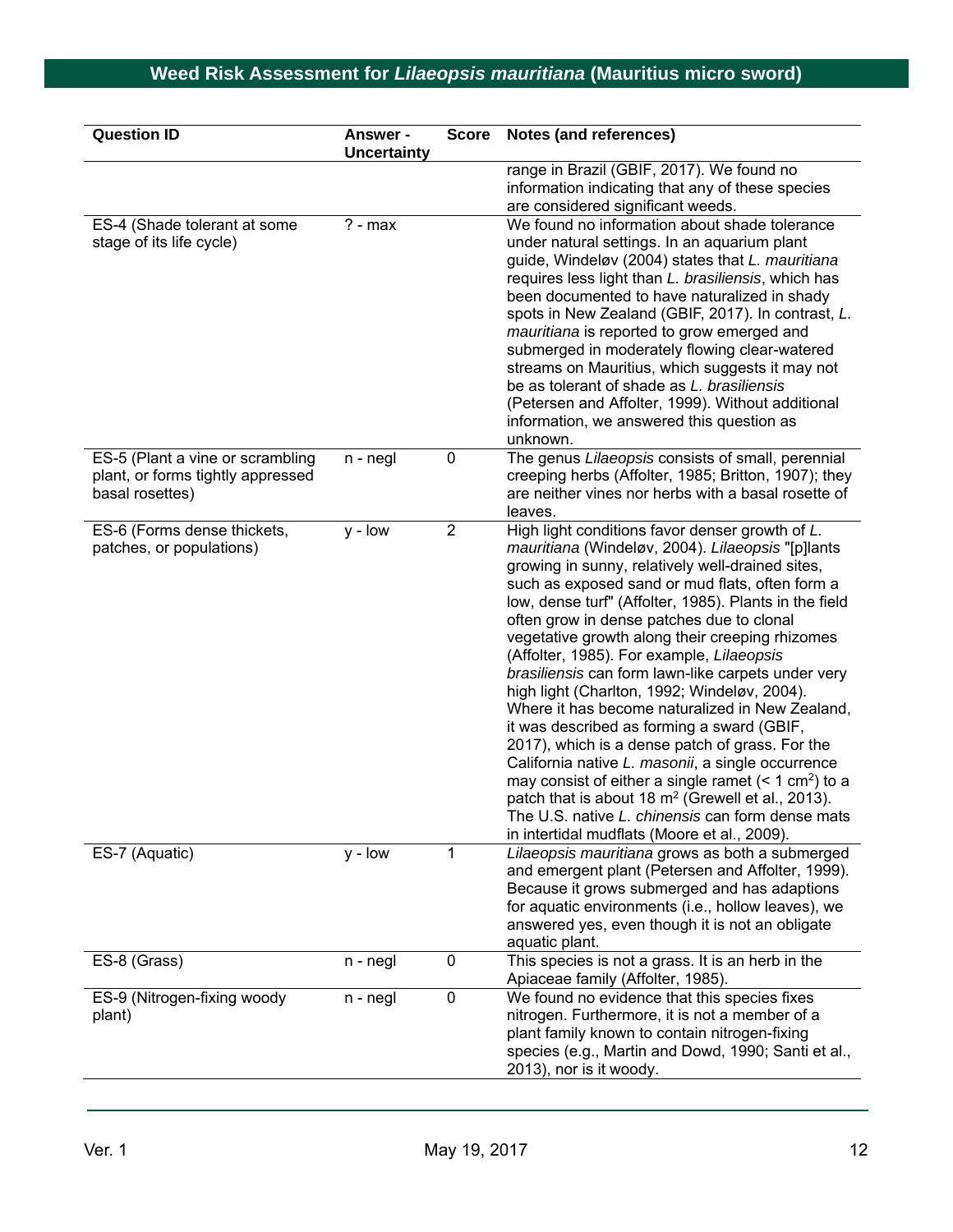| Question ID | Answer - Uncertainty | Score | Notes (and references) |
|---|---|---|---|
| | | | range in Brazil (GBIF, 2017). We found no information indicating that any of these species are considered significant weeds. |
| ES-4 (Shade tolerant at some stage of its life cycle) | ? - max | | We found no information about shade tolerance under natural settings. In an aquarium plant guide, Windeløv (2004) states that *L. mauritiana* requires less light than *L. brasiliensis*, which has been documented to have naturalized in shady spots in New Zealand (GBIF, 2017). In contrast, *L. mauritiana* is reported to grow emerged and submerged in moderately flowing clear-watered streams on Mauritius, which suggests it may not be as tolerant of shade as *L. brasiliensis* (Petersen and Affolter, 1999). Without additional information, we answered this question as unknown. |
| ES-5 (Plant a vine or scrambling plant, or forms tightly appressed basal rosettes) | n - negl | 0 | The genus *Lilaeopsis* consists of small, perennial creeping herbs (Affolter, 1985; Britton, 1907); they are neither vines nor herbs with a basal rosette of leaves. |
| ES-6 (Forms dense thickets, patches, or populations) | y - low | 2 | High light conditions favor denser growth of *L. mauritiana* (Windeløv, 2004). *Lilaeopsis* "[p]lants growing in sunny, relatively well-drained sites, such as exposed sand or mud flats, often form a low, dense turf" (Affolter, 1985). Plants in the field often grow in dense patches due to clonal vegetative growth along their creeping rhizomes (Affolter, 1985). For example, *Lilaeopsis brasiliensis* can form lawn-like carpets under very high light (Charlton, 1992; Windeløv, 2004). Where it has become naturalized in New Zealand, it was described as forming a sward (GBIF, 2017), which is a dense patch of grass. For the California native *L. masonii*, a single occurrence may consist of either a single ramet (< 1 $cm^2$) to a patch that is about 18 $m^2$ (Grewell et al., 2013). The U.S. native *L. chinensis* can form dense mats in intertidal mudflats (Moore et al., 2009). |
| ES-7 (Aquatic) | y - low | 1 | *Lilaeopsis mauritiana* grows as both a submerged and emergent plant (Petersen and Affolter, 1999). Because it grows submerged and has adaptions for aquatic environments (i.e., hollow leaves), we answered yes, even though it is not an obligate aquatic plant. |
| ES-8 (Grass) | n - negl | 0 | This species is not a grass. It is an herb in the Apiaceae family (Affolter, 1985). |
| ES-9 (Nitrogen-fixing woody plant) | n - negl | 0 | We found no evidence that this species fixes nitrogen. Furthermore, it is not a member of a plant family known to contain nitrogen-fixing species (e.g., Martin and Dowd, 1990; Santi et al., 2013), nor is it woody. |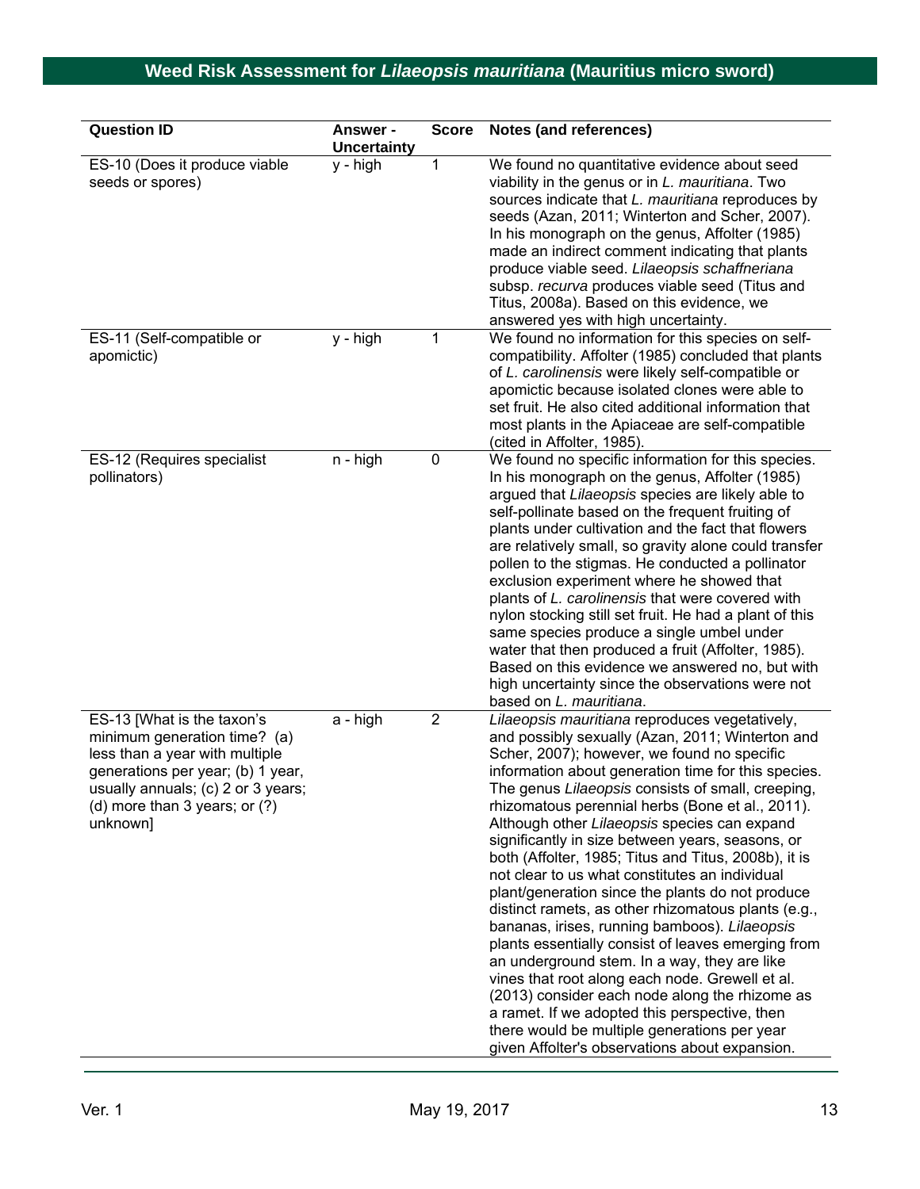| Question ID | Answer - Uncertainty | Score | Notes (and references) |
|---|---|---|---|
| ES-10 (Does it produce viable seeds or spores) | y - high | 1 | We found no quantitative evidence about seed viability in the genus or in *L. mauritiana*. Two sources indicate that *L. mauritiana* reproduces by seeds (Azan, 2011; Winterton and Scher, 2007). In his monograph on the genus, Affolter (1985) made an indirect comment indicating that plants produce viable seed. *Lilaeopsis schaffneriana* subsp. *recurva* produces viable seed (Titus and Titus, 2008a). Based on this evidence, we answered yes with high uncertainty. |
| ES-11 (Self-compatible or apomictic) | y - high | 1 | We found no information for this species on self-compatibility. Affolter (1985) concluded that plants of *L. carolinensis* were likely self-compatible or apomictic because isolated clones were able to set fruit. He also cited additional information that most plants in the Apiaceae are self-compatible (cited in Affolter, 1985). |
| ES-12 (Requires specialist pollinators) | n - high | 0 | We found no specific information for this species. In his monograph on the genus, Affolter (1985) argued that *Lilaeopsis* species are likely able to self-pollinate based on the frequent fruiting of plants under cultivation and the fact that flowers are relatively small, so gravity alone could transfer pollen to the stigmas. He conducted a pollinator exclusion experiment where he showed that plants of *L. carolinensis* that were covered with nylon stocking still set fruit. He had a plant of this same species produce a single umbel under water that then produced a fruit (Affolter, 1985). Based on this evidence we answered no, but with high uncertainty since the observations were not based on *L. mauritiana*. |
| ES-13 [What is the taxon's minimum generation time? (a) less than a year with multiple generations per year; (b) 1 year, usually annuals; (c) 2 or 3 years; (d) more than 3 years; or (?) unknown] | a - high | 2 | *Lilaeopsis mauritiana* reproduces vegetatively, and possibly sexually (Azan, 2011; Winterton and Scher, 2007); however, we found no specific information about generation time for this species. The genus *Lilaeopsis* consists of small, creeping, rhizomatous perennial herbs (Bone et al., 2011). Although other *Lilaeopsis* species can expand significantly in size between years, seasons, or both (Affolter, 1985; Titus and Titus, 2008b), it is not clear to us what constitutes an individual plant/generation since the plants do not produce distinct ramets, as other rhizomatous plants (e.g., bananas, irises, running bamboos). *Lilaeopsis* plants essentially consist of leaves emerging from an underground stem. In a way, they are like vines that root along each node. Grewell et al. (2013) consider each node along the rhizome as a ramet. If we adopted this perspective, then there would be multiple generations per year given Affolter's observations about expansion. |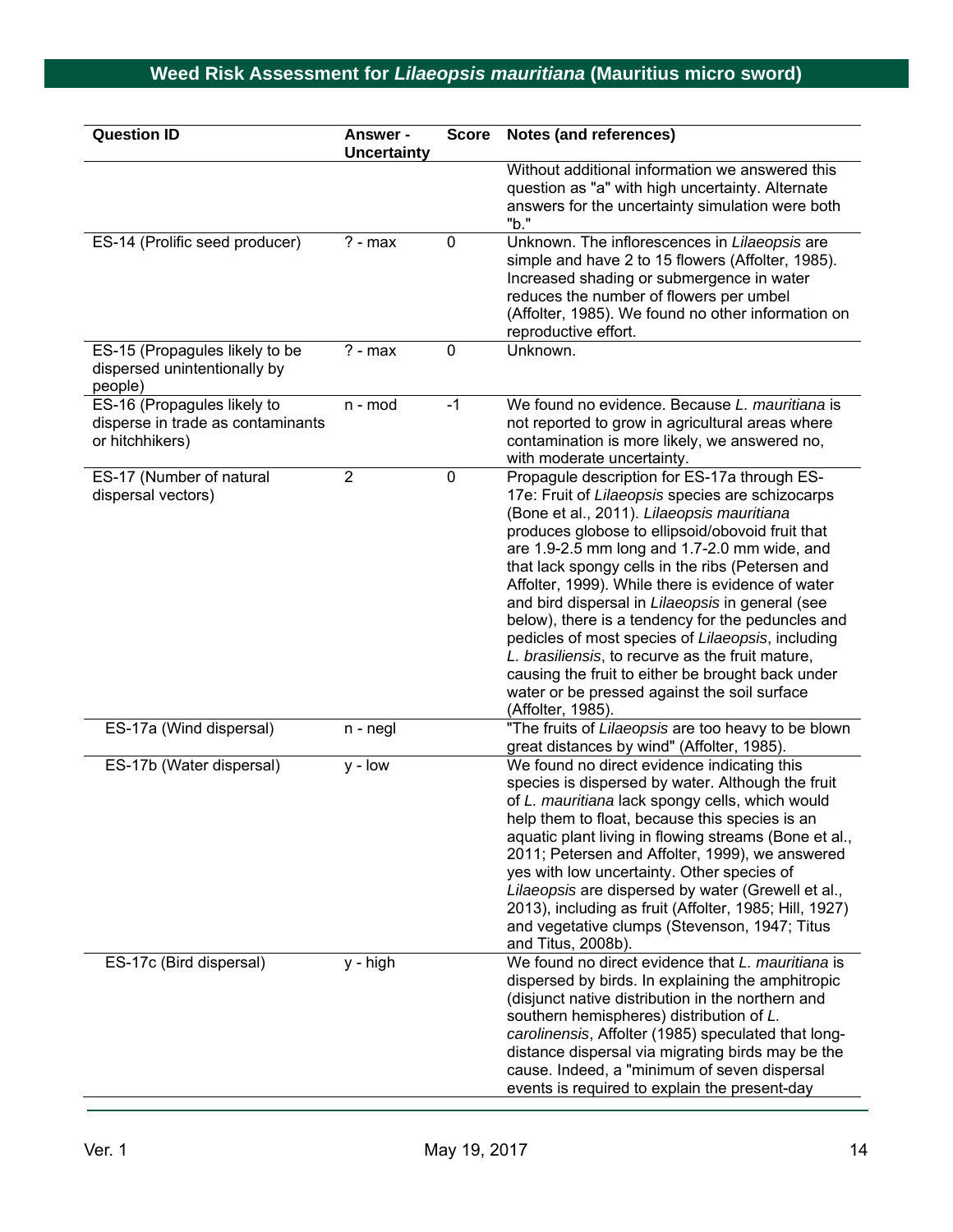| Question ID | Answer - Uncertainty | Score | Notes (and references) |
|---|---|---|---|
| | | | Without additional information we answered this question as "a" with high uncertainty. Alternate answers for the uncertainty simulation were both "b." |
| ES-14 (Prolific seed producer) | ? - max | 0 | Unknown. The inflorescences in *Lilaeopsis* are simple and have 2 to 15 flowers (Affolter, 1985). Increased shading or submergence in water reduces the number of flowers per umbel (Affolter, 1985). We found no other information on reproductive effort. |
| ES-15 (Propagules likely to be dispersed unintentionally by people) | ? - max | 0 | Unknown. |
| ES-16 (Propagules likely to disperse in trade as contaminants or hitchhikers) | n - mod | -1 | We found no evidence. Because *L. mauritiana* is not reported to grow in agricultural areas where contamination is more likely, we answered no, with moderate uncertainty. |
| ES-17 (Number of natural dispersal vectors) | 2 | 0 | Propagule description for ES-17a through ES-17e: Fruit of *Lilaeopsis* species are schizocarps (Bone et al., 2011). *Lilaeopsis mauritiana* produces globose to ellipsoid/obovoid fruit that are 1.9-2.5 mm long and 1.7-2.0 mm wide, and that lack spongy cells in the ribs (Petersen and Affolter, 1999). While there is evidence of water and bird dispersal in *Lilaeopsis* in general (see below), there is a tendency for the peduncles and pedicles of most species of *Lilaeopsis*, including *L. brasiliensis*, to recurve as the fruit mature, causing the fruit to either be brought back under water or be pressed against the soil surface (Affolter, 1985). |
| ES-17a (Wind dispersal) | n - negl | | "The fruits of *Lilaeopsis* are too heavy to be blown great distances by wind" (Affolter, 1985). |
| ES-17b (Water dispersal) | y - low | | We found no direct evidence indicating this species is dispersed by water. Although the fruit of *L. mauritiana* lack spongy cells, which would help them to float, because this species is an aquatic plant living in flowing streams (Bone et al., 2011; Petersen and Affolter, 1999), we answered yes with low uncertainty. Other species of *Lilaeopsis* are dispersed by water (Grewell et al., 2013), including as fruit (Affolter, 1985; Hill, 1927) and vegetative clumps (Stevenson, 1947; Titus and Titus, 2008b). |
| ES-17c (Bird dispersal) | y - high | | We found no direct evidence that *L. mauritiana* is dispersed by birds. In explaining the amphitropic (disjunct native distribution in the northern and southern hemispheres) distribution of *L. carolinensis*, Affolter (1985) speculated that long-distance dispersal via migrating birds may be the cause. Indeed, a "minimum of seven dispersal events is required to explain the present-day |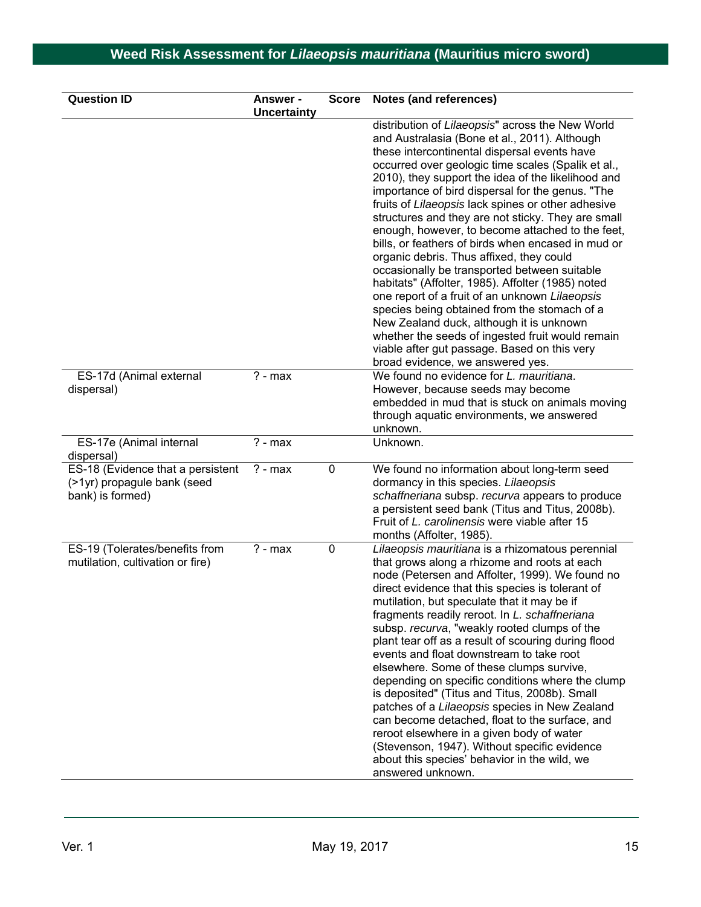| Question ID | Answer - Uncertainty | Score | Notes (and references) |
|---|---|---|---|
| | | | distribution of *Lilaeopsis*" across the New World and Australasia (Bone et al., 2011). Although these intercontinental dispersal events have occurred over geologic time scales (Spalik et al., 2010), they support the idea of the likelihood and importance of bird dispersal for the genus. "The fruits of *Lilaeopsis* lack spines or other adhesive structures and they are not sticky. They are small enough, however, to become attached to the feet, bills, or feathers of birds when encased in mud or organic debris. Thus affixed, they could occasionally be transported between suitable habitats" (Affolter, 1985). Affolter (1985) noted one report of a fruit of an unknown *Lilaeopsis* species being obtained from the stomach of a New Zealand duck, although it is unknown whether the seeds of ingested fruit would remain viable after gut passage. Based on this very broad evidence, we answered yes. |
| ES-17d (Animal external dispersal) | ? - max | | We found no evidence for *L. mauritiana*. However, because seeds may become embedded in mud that is stuck on animals moving through aquatic environments, we answered unknown. |
| ES-17e (Animal internal dispersal) | ? - max | | Unknown. |
| ES-18 (Evidence that a persistent (>1yr) propagule bank (seed bank) is formed) | ? - max | 0 | We found no information about long-term seed dormancy in this species. *Lilaeopsis schaffneriana* subsp. *recurva* appears to produce a persistent seed bank (Titus and Titus, 2008b). Fruit of *L. carolinensis* were viable after 15 months (Affolter, 1985). |
| ES-19 (Tolerates/benefits from mutilation, cultivation or fire) | ? - max | 0 | *Lilaeopsis mauritiana* is a rhizomatous perennial that grows along a rhizome and roots at each node (Petersen and Affolter, 1999). We found no direct evidence that this species is tolerant of mutilation, but speculate that it may be if fragments readily reroot. In *L. schaffneriana* subsp. *recurva*, "weakly rooted clumps of the plant tear off as a result of scouring during flood events and float downstream to take root elsewhere. Some of these clumps survive, depending on specific conditions where the clump is deposited" (Titus and Titus, 2008b). Small patches of a *Lilaeopsis* species in New Zealand can become detached, float to the surface, and reroot elsewhere in a given body of water (Stevenson, 1947). Without specific evidence about this species' behavior in the wild, we answered unknown. |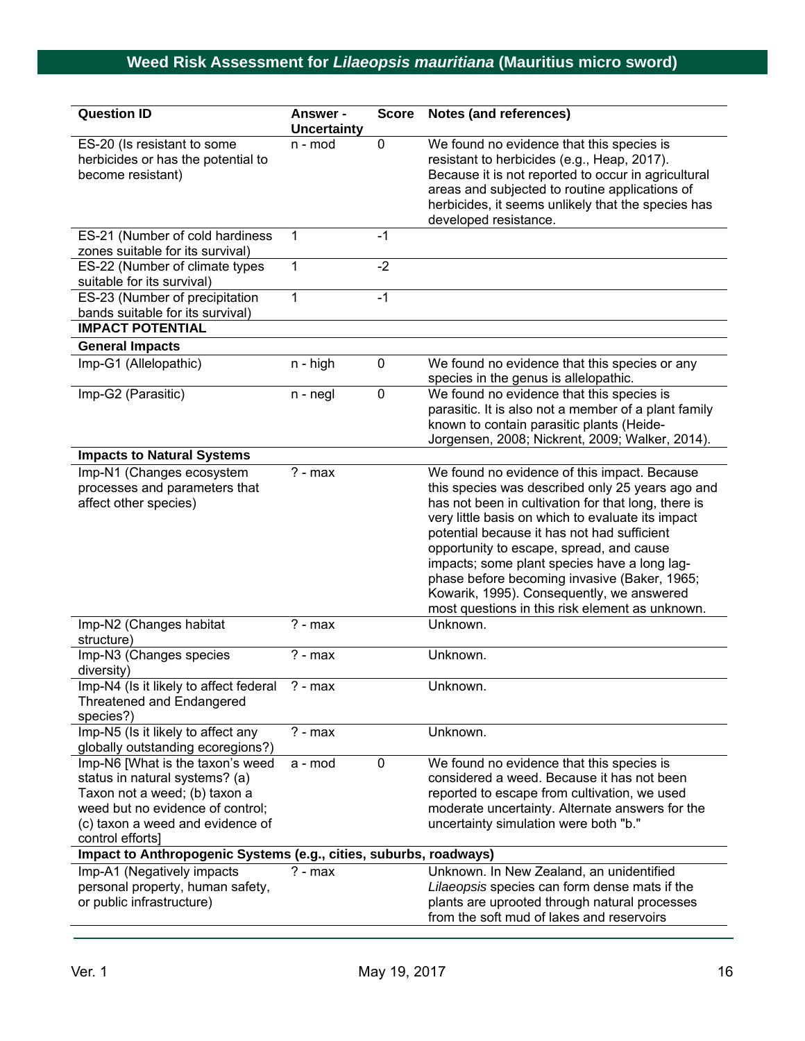| Question ID | Answer - Uncertainty | Score | Notes (and references) |
|---|---|---|---|
| ES-20 (Is resistant to some herbicides or has the potential to become resistant) | n - mod | 0 | We found no evidence that this species is resistant to herbicides (e.g., Heap, 2017). Because it is not reported to occur in agricultural areas and subjected to routine applications of herbicides, it seems unlikely that the species has developed resistance. |
| ES-21 (Number of cold hardiness zones suitable for its survival) | 1 | -1 | |
| ES-22 (Number of climate types suitable for its survival) | 1 | -2 | |
| ES-23 (Number of precipitation bands suitable for its survival) | 1 | -1 | |
| **IMPACT POTENTIAL** | | | |
| **General Impacts** | | | |
| Imp-G1 (Allelopathic) | n - high | 0 | We found no evidence that this species or any species in the genus is allelopathic. |
| Imp-G2 (Parasitic) | n - negl | 0 | We found no evidence that this species is parasitic. It is also not a member of a plant family known to contain parasitic plants (Heide-Jorgensen, 2008; Nickrent, 2009; Walker, 2014). |
| **Impacts to Natural Systems** | | | |
| Imp-N1 (Changes ecosystem processes and parameters that affect other species) | ? - max | | We found no evidence of this impact. Because this species was described only 25 years ago and has not been in cultivation for that long, there is very little basis on which to evaluate its impact potential because it has not had sufficient opportunity to escape, spread, and cause impacts; some plant species have a long lag-phase before becoming invasive (Baker, 1965; Kowarik, 1995). Consequently, we answered most questions in this risk element as unknown. |
| Imp-N2 (Changes habitat structure) | ? - max | | Unknown. |
| Imp-N3 (Changes species diversity) | ? - max | | Unknown. |
| Imp-N4 (Is it likely to affect federal Threatened and Endangered species?) | ? - max | | Unknown. |
| Imp-N5 (Is it likely to affect any globally outstanding ecoregions?) | ? - max | | Unknown. |
| Imp-N6 [What is the taxon's weed status in natural systems? (a) Taxon not a weed; (b) taxon a weed but no evidence of control; (c) taxon a weed and evidence of control efforts] | a - mod | 0 | We found no evidence that this species is considered a weed. Because it has not been reported to escape from cultivation, we used moderate uncertainty. Alternate answers for the uncertainty simulation were both "b." |
| **Impact to Anthropogenic Systems (e.g., cities, suburbs, roadways)** | | | |
| Imp-A1 (Negatively impacts personal property, human safety, or public infrastructure) | ? - max | | Unknown. In New Zealand, an unidentified *Lilaeopsis* species can form dense mats if the plants are uprooted through natural processes from the soft mud of lakes and reservoirs |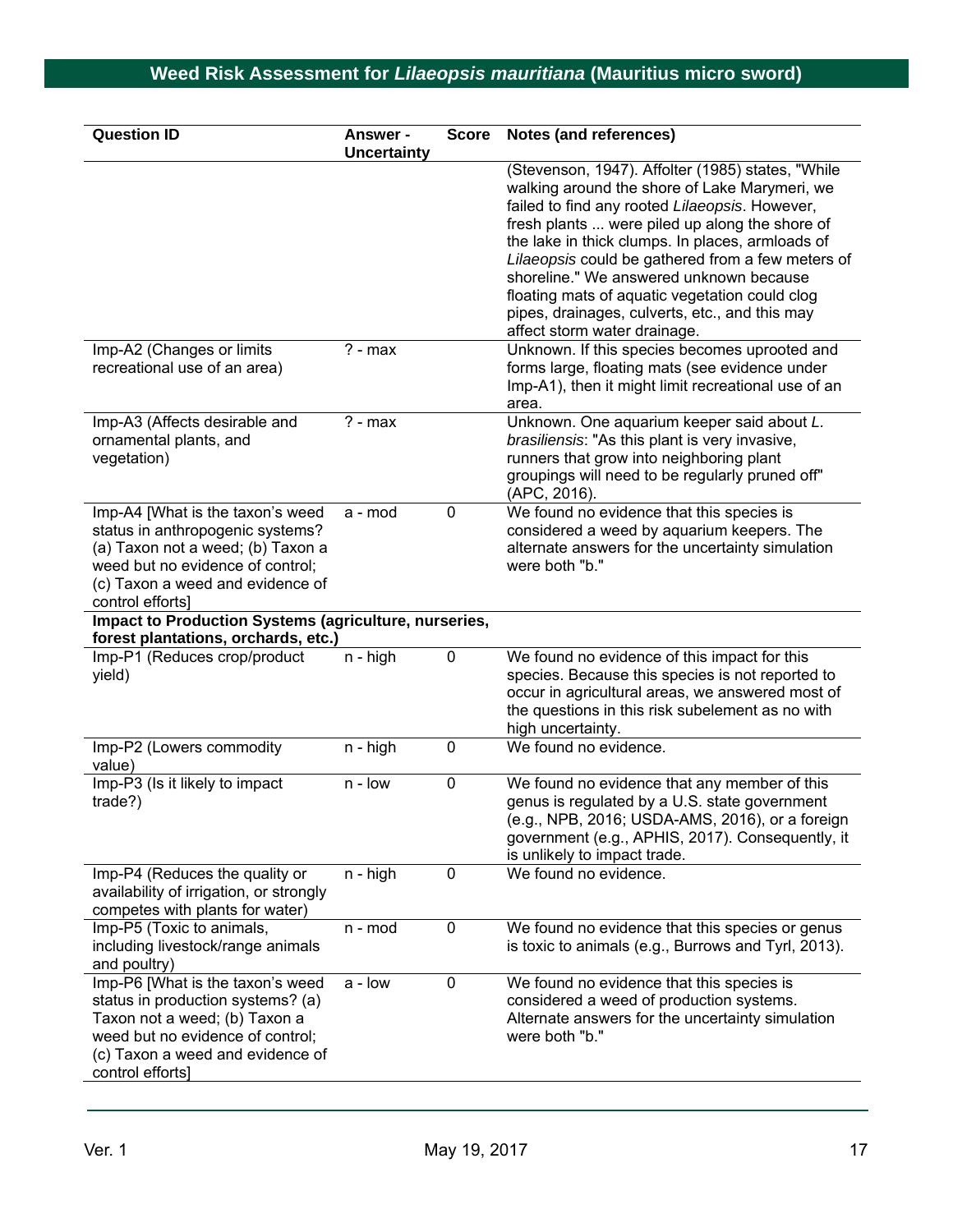| Question ID | Answer - Uncertainty | Score | Notes (and references) |
|---|---|---|---|
| | | | (Stevenson, 1947). Affolter (1985) states, "While walking around the shore of Lake Marymeri, we failed to find any rooted *Lilaeopsis*. However, fresh plants ... were piled up along the shore of the lake in thick clumps. In places, armloads of *Lilaeopsis* could be gathered from a few meters of shoreline." We answered unknown because floating mats of aquatic vegetation could clog pipes, drainages, culverts, etc., and this may affect storm water drainage. |
| Imp-A2 (Changes or limits recreational use of an area) | ? - max | | Unknown. If this species becomes uprooted and forms large, floating mats (see evidence under Imp-A1), then it might limit recreational use of an area. |
| Imp-A3 (Affects desirable and ornamental plants, and vegetation) | ? - max | | Unknown. One aquarium keeper said about *L. brasiliensis*: "As this plant is very invasive, runners that grow into neighboring plant groupings will need to be regularly pruned off" (APC, 2016). |
| Imp-A4 [What is the taxon's weed status in anthropogenic systems? (a) Taxon not a weed; (b) Taxon a weed but no evidence of control; (c) Taxon a weed and evidence of control efforts] | a - mod | 0 | We found no evidence that this species is considered a weed by aquarium keepers. The alternate answers for the uncertainty simulation were both "b." |
| **Impact to Production Systems (agriculture, nurseries, forest plantations, orchards, etc.)** | | | |
| Imp-P1 (Reduces crop/product yield) | n - high | 0 | We found no evidence of this impact for this species. Because this species is not reported to occur in agricultural areas, we answered most of the questions in this risk subelement as no with high uncertainty. |
| Imp-P2 (Lowers commodity value) | n - high | 0 | We found no evidence. |
| Imp-P3 (Is it likely to impact trade?) | n - low | 0 | We found no evidence that any member of this genus is regulated by a U.S. state government (e.g., NPB, 2016; USDA-AMS, 2016), or a foreign government (e.g., APHIS, 2017). Consequently, it is unlikely to impact trade. |
| Imp-P4 (Reduces the quality or availability of irrigation, or strongly competes with plants for water) | n - high | 0 | We found no evidence. |
| Imp-P5 (Toxic to animals, including livestock/range animals and poultry) | n - mod | 0 | We found no evidence that this species or genus is toxic to animals (e.g., Burrows and Tyrl, 2013). |
| Imp-P6 [What is the taxon's weed status in production systems? (a) Taxon not a weed; (b) Taxon a weed but no evidence of control; (c) Taxon a weed and evidence of control efforts] | a - low | 0 | We found no evidence that this species is considered a weed of production systems. Alternate answers for the uncertainty simulation were both "b." |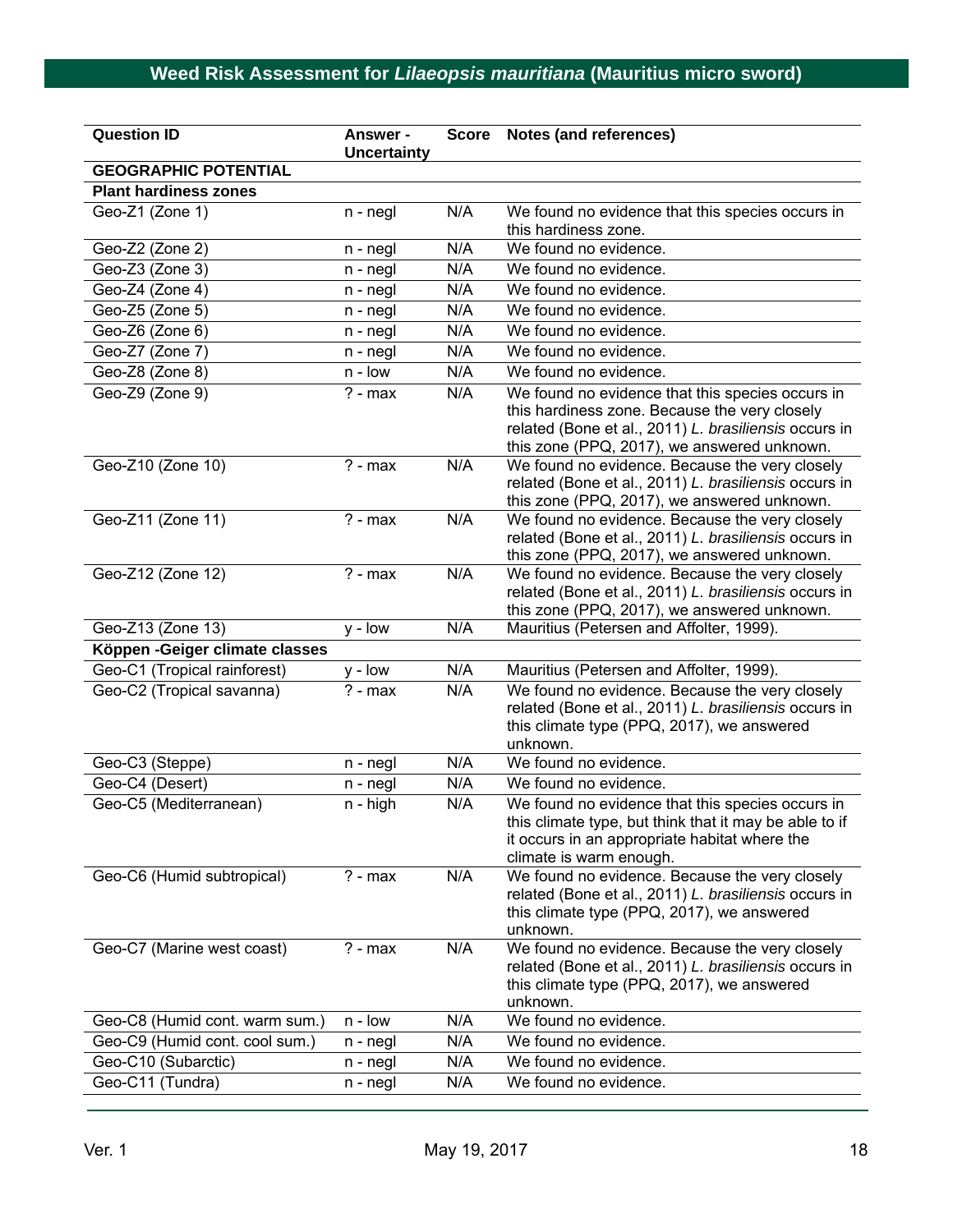| Question ID | Answer - Uncertainty | Score | Notes (and references) |
|---|---|---|---|
| **GEOGRAPHIC POTENTIAL** | | | |
| **Plant hardiness zones** | | | |
| Geo-Z1 (Zone 1) | n - negl | N/A | We found no evidence that this species occurs in this hardiness zone. |
| Geo-Z2 (Zone 2) | n - negl | N/A | We found no evidence. |
| Geo-Z3 (Zone 3) | n - negl | N/A | We found no evidence. |
| Geo-Z4 (Zone 4) | n - negl | N/A | We found no evidence. |
| Geo-Z5 (Zone 5) | n - negl | N/A | We found no evidence. |
| Geo-Z6 (Zone 6) | n - negl | N/A | We found no evidence. |
| Geo-Z7 (Zone 7) | n - negl | N/A | We found no evidence. |
| Geo-Z8 (Zone 8) | n - low | N/A | We found no evidence. |
| Geo-Z9 (Zone 9) | ? - max | N/A | We found no evidence that this species occurs in this hardiness zone. Because the very closely related (Bone et al., 2011) *L. brasiliensis* occurs in this zone (PPQ, 2017), we answered unknown. |
| Geo-Z10 (Zone 10) | ? - max | N/A | We found no evidence. Because the very closely related (Bone et al., 2011) *L. brasiliensis* occurs in this zone (PPQ, 2017), we answered unknown. |
| Geo-Z11 (Zone 11) | ? - max | N/A | We found no evidence. Because the very closely related (Bone et al., 2011) *L. brasiliensis* occurs in this zone (PPQ, 2017), we answered unknown. |
| Geo-Z12 (Zone 12) | ? - max | N/A | We found no evidence. Because the very closely related (Bone et al., 2011) *L. brasiliensis* occurs in this zone (PPQ, 2017), we answered unknown. |
| Geo-Z13 (Zone 13) | y - low | N/A | Mauritius (Petersen and Affolter, 1999). |
| **Köppen -Geiger climate classes** | | | |
| Geo-C1 (Tropical rainforest) | y - low | N/A | Mauritius (Petersen and Affolter, 1999). |
| Geo-C2 (Tropical savanna) | ? - max | N/A | We found no evidence. Because the very closely related (Bone et al., 2011) *L. brasiliensis* occurs in this climate type (PPQ, 2017), we answered unknown. |
| Geo-C3 (Steppe) | n - negl | N/A | We found no evidence. |
| Geo-C4 (Desert) | n - negl | N/A | We found no evidence. |
| Geo-C5 (Mediterranean) | n - high | N/A | We found no evidence that this species occurs in this climate type, but think that it may be able to if it occurs in an appropriate habitat where the climate is warm enough. |
| Geo-C6 (Humid subtropical) | ? - max | N/A | We found no evidence. Because the very closely related (Bone et al., 2011) *L. brasiliensis* occurs in this climate type (PPQ, 2017), we answered unknown. |
| Geo-C7 (Marine west coast) | ? - max | N/A | We found no evidence. Because the very closely related (Bone et al., 2011) *L. brasiliensis* occurs in this climate type (PPQ, 2017), we answered unknown. |
| Geo-C8 (Humid cont. warm sum.) | n - low | N/A | We found no evidence. |
| Geo-C9 (Humid cont. cool sum.) | n - negl | N/A | We found no evidence. |
| Geo-C10 (Subarctic) | n - negl | N/A | We found no evidence. |
| Geo-C11 (Tundra) | n - negl | N/A | We found no evidence. |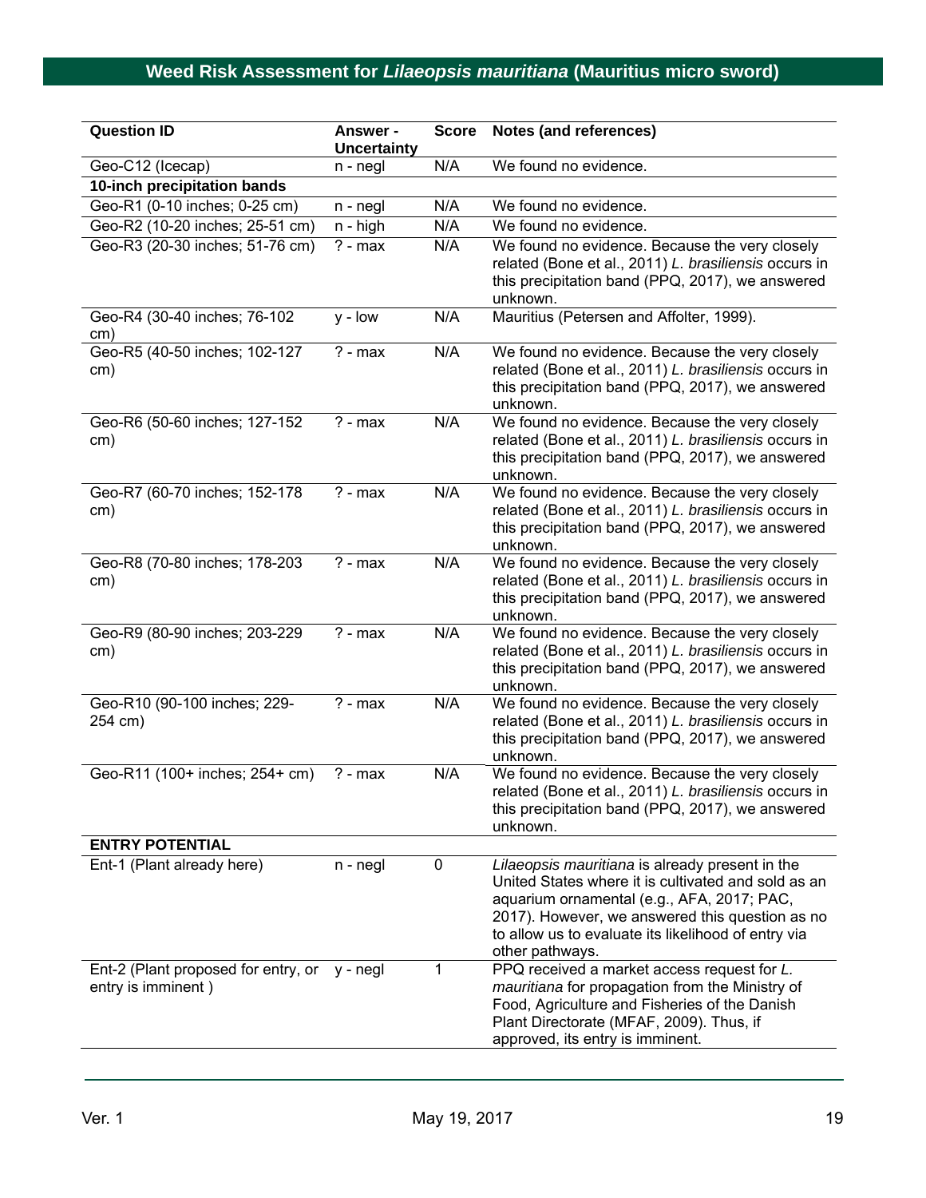| Question ID | Answer - Uncertainty | Score | Notes (and references) |
|---|---|---|---|
| Geo-C12 (Icecap) | n - negl | N/A | We found no evidence. |
| **10-inch precipitation bands** | | | |
| Geo-R1 (0-10 inches; 0-25 cm) | n - negl | N/A | We found no evidence. |
| Geo-R2 (10-20 inches; 25-51 cm) | n - high | N/A | We found no evidence. |
| Geo-R3 (20-30 inches; 51-76 cm) | ? - max | N/A | We found no evidence. Because the very closely related (Bone et al., 2011) *L. brasiliensis* occurs in this precipitation band (PPQ, 2017), we answered unknown. |
| Geo-R4 (30-40 inches; 76-102 cm) | y - low | N/A | Mauritius (Petersen and Affolter, 1999). |
| Geo-R5 (40-50 inches; 102-127 cm) | ? - max | N/A | We found no evidence. Because the very closely related (Bone et al., 2011) *L. brasiliensis* occurs in this precipitation band (PPQ, 2017), we answered unknown. |
| Geo-R6 (50-60 inches; 127-152 cm) | ? - max | N/A | We found no evidence. Because the very closely related (Bone et al., 2011) *L. brasiliensis* occurs in this precipitation band (PPQ, 2017), we answered unknown. |
| Geo-R7 (60-70 inches; 152-178 cm) | ? - max | N/A | We found no evidence. Because the very closely related (Bone et al., 2011) *L. brasiliensis* occurs in this precipitation band (PPQ, 2017), we answered unknown. |
| Geo-R8 (70-80 inches; 178-203 cm) | ? - max | N/A | We found no evidence. Because the very closely related (Bone et al., 2011) *L. brasiliensis* occurs in this precipitation band (PPQ, 2017), we answered unknown. |
| Geo-R9 (80-90 inches; 203-229 cm) | ? - max | N/A | We found no evidence. Because the very closely related (Bone et al., 2011) *L. brasiliensis* occurs in this precipitation band (PPQ, 2017), we answered unknown. |
| Geo-R10 (90-100 inches; 229-254 cm) | ? - max | N/A | We found no evidence. Because the very closely related (Bone et al., 2011) *L. brasiliensis* occurs in this precipitation band (PPQ, 2017), we answered unknown. |
| Geo-R11 (100+ inches; 254+ cm) | ? - max | N/A | We found no evidence. Because the very closely related (Bone et al., 2011) *L. brasiliensis* occurs in this precipitation band (PPQ, 2017), we answered unknown. |
| **ENTRY POTENTIAL** | | | |
| Ent-1 (Plant already here) | n - negl | 0 | *Lilaeopsis mauritiana* is already present in the United States where it is cultivated and sold as an aquarium ornamental (e.g., AFA, 2017; PAC, 2017). However, we answered this question as no to allow us to evaluate its likelihood of entry via other pathways. |
| Ent-2 (Plant proposed for entry, or entry is imminent ) | y - negl | 1 | PPQ received a market access request for *L. mauritiana* for propagation from the Ministry of Food, Agriculture and Fisheries of the Danish Plant Directorate (MFAF, 2009). Thus, if approved, its entry is imminent. |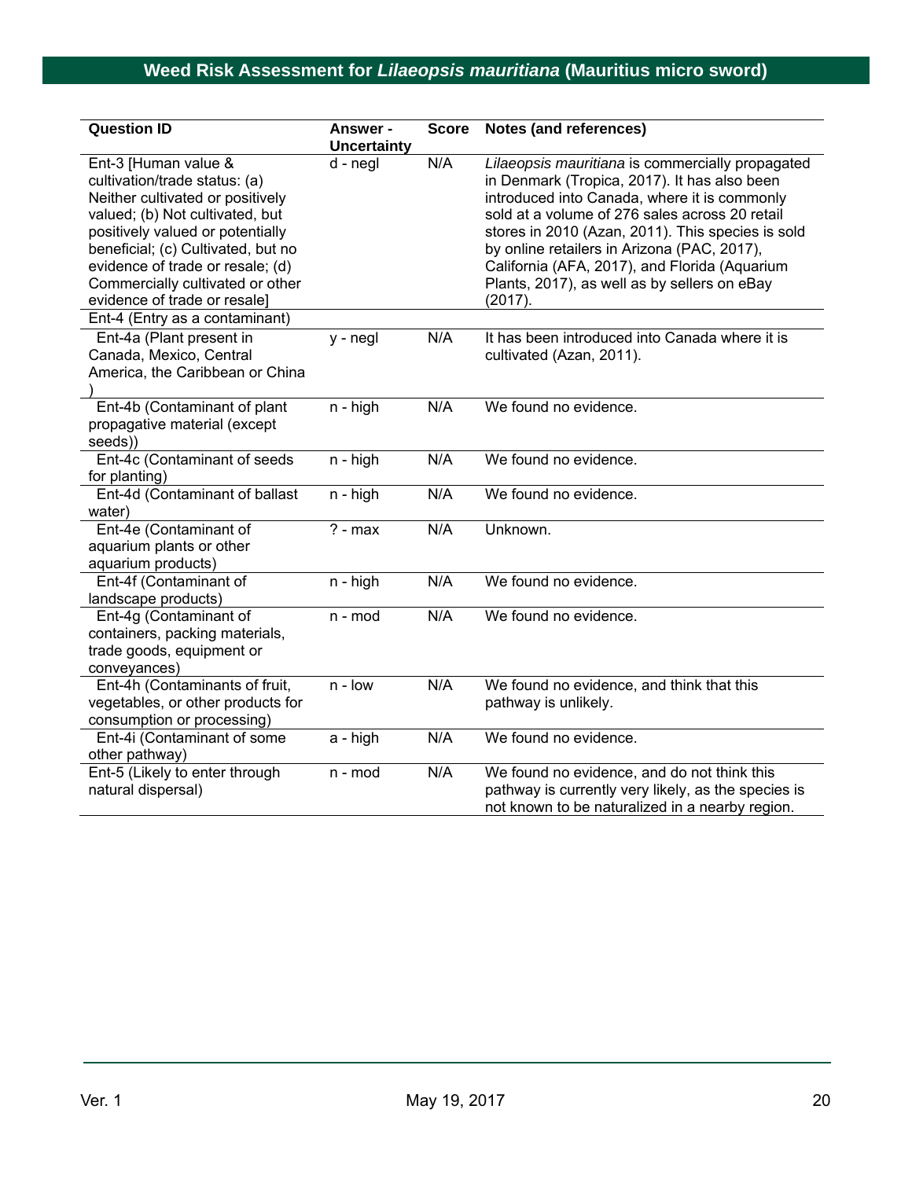| Question ID | Answer - Uncertainty | Score | Notes (and references) |
|---|---|---|---|
| Ent-3 [Human value & cultivation/trade status: (a) Neither cultivated or positively valued; (b) Not cultivated, but positively valued or potentially beneficial; (c) Cultivated, but no evidence of trade or resale; (d) Commercially cultivated or other evidence of trade or resale] | d - negl | N/A | *Lilaeopsis mauritiana* is commercially propagated in Denmark (Tropica, 2017). It has also been introduced into Canada, where it is commonly sold at a volume of 276 sales across 20 retail stores in 2010 (Azan, 2011). This species is sold by online retailers in Arizona (PAC, 2017), California (AFA, 2017), and Florida (Aquarium Plants, 2017), as well as by sellers on eBay (2017). |
| Ent-4 (Entry as a contaminant) | | | |
| Ent-4a (Plant present in Canada, Mexico, Central America, the Caribbean or China ) | y - negl | N/A | It has been introduced into Canada where it is cultivated (Azan, 2011). |
| Ent-4b (Contaminant of plant propagative material (except seeds)) | n - high | N/A | We found no evidence. |
| Ent-4c (Contaminant of seeds for planting) | n - high | N/A | We found no evidence. |
| Ent-4d (Contaminant of ballast water) | n - high | N/A | We found no evidence. |
| Ent-4e (Contaminant of aquarium plants or other aquarium products) | ? - max | N/A | Unknown. |
| Ent-4f (Contaminant of landscape products) | n - high | N/A | We found no evidence. |
| Ent-4g (Contaminant of containers, packing materials, trade goods, equipment or conveyances) | n - mod | N/A | We found no evidence. |
| Ent-4h (Contaminants of fruit, vegetables, or other products for consumption or processing) | n - low | N/A | We found no evidence, and think that this pathway is unlikely. |
| Ent-4i (Contaminant of some other pathway) | a - high | N/A | We found no evidence. |
| Ent-5 (Likely to enter through natural dispersal) | n - mod | N/A | We found no evidence, and do not think this pathway is currently very likely, as the species is not known to be naturalized in a nearby region. |